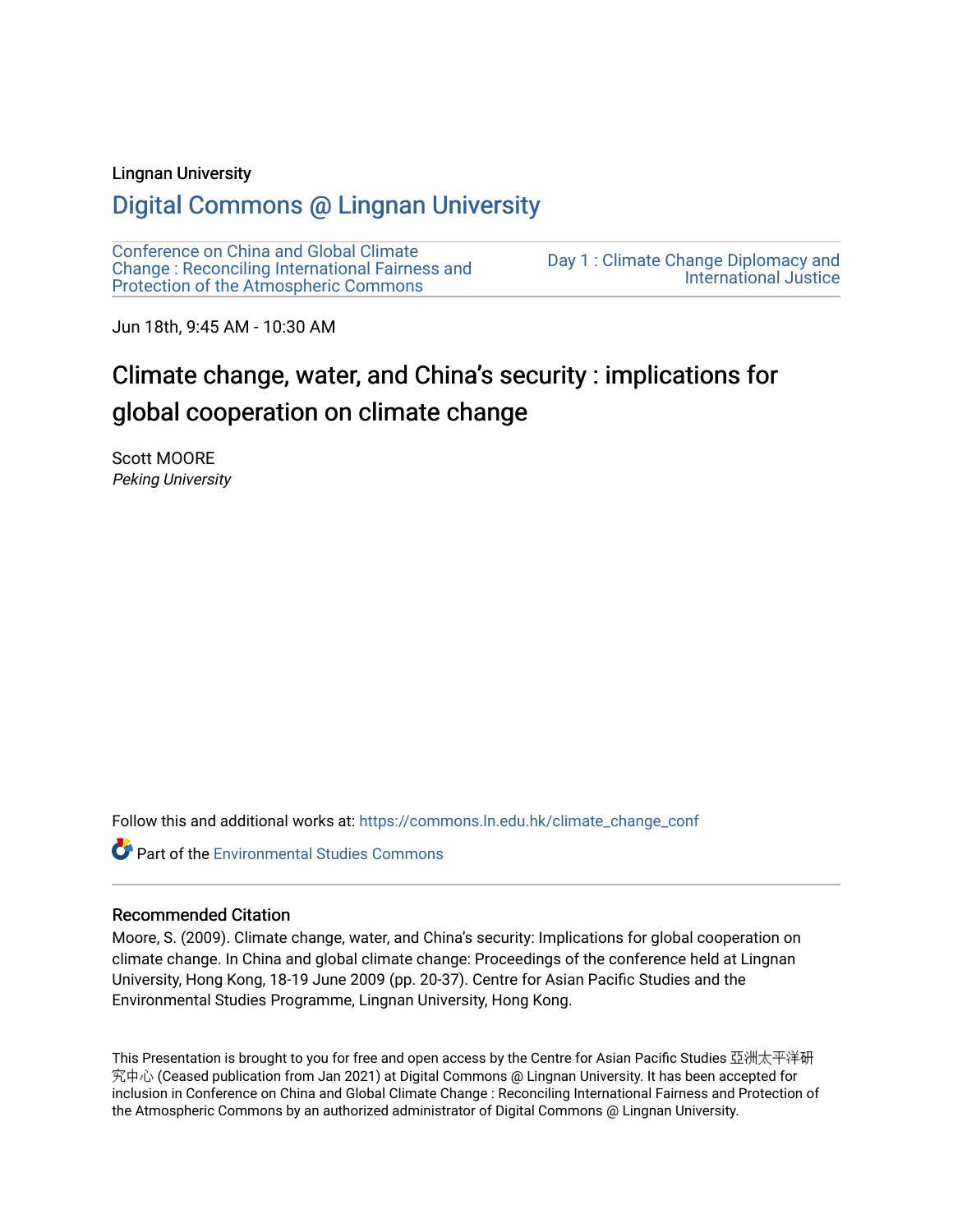Lingnan University

# Digital Commons @ Lingnan University

Conference on China and Global Climate Change : Reconciling International Fairness and Protection of the Atmospheric Commons

Day 1 : Climate Change Diplomacy and International Justice

Jun 18th, 9:45 AM - 10:30 AM

## Climate change, water, and China's security : implications for global cooperation on climate change

Scott MOORE
*Peking University*

Follow this and additional works at: https://commons.ln.edu.hk/climate_change_conf

Part of the Environmental Studies Commons

### Recommended Citation

Moore, S. (2009). Climate change, water, and China's security: Implications for global cooperation on climate change. In China and global climate change: Proceedings of the conference held at Lingnan University, Hong Kong, 18-19 June 2009 (pp. 20-37). Centre for Asian Pacific Studies and the Environmental Studies Programme, Lingnan University, Hong Kong.

This Presentation is brought to you for free and open access by the Centre for Asian Pacific Studies 亞洲太平洋研究中心 (Ceased publication from Jan 2021) at Digital Commons @ Lingnan University. It has been accepted for inclusion in Conference on China and Global Climate Change : Reconciling International Fairness and Protection of the Atmospheric Commons by an authorized administrator of Digital Commons @ Lingnan University.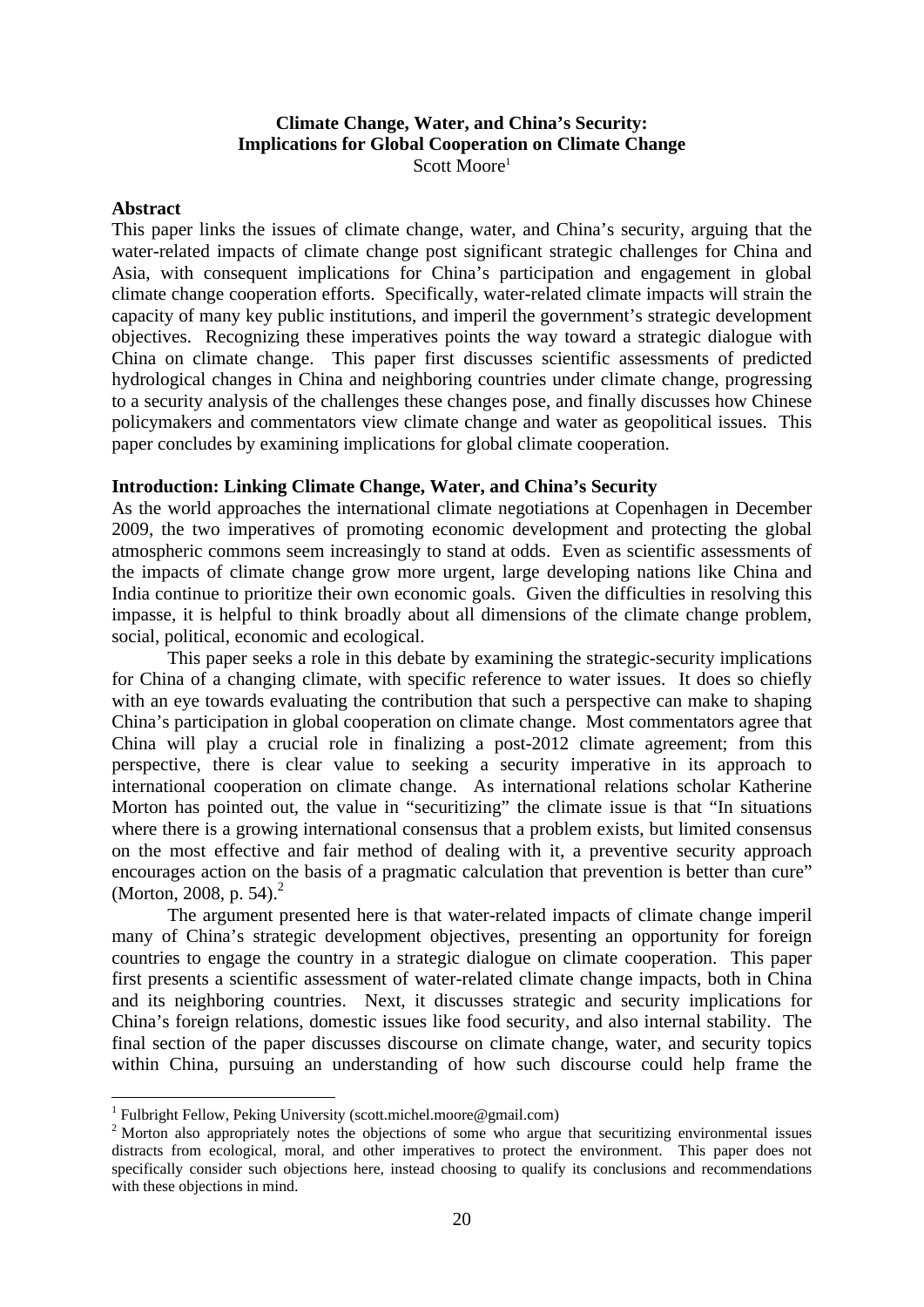**Climate Change, Water, and China's Security:**
**Implications for Global Cooperation on Climate Change**

Scott Moore[1]

**Abstract**

This paper links the issues of climate change, water, and China's security, arguing that the water-related impacts of climate change post significant strategic challenges for China and Asia, with consequent implications for China's participation and engagement in global climate change cooperation efforts. Specifically, water-related climate impacts will strain the capacity of many key public institutions, and imperil the government's strategic development objectives. Recognizing these imperatives points the way toward a strategic dialogue with China on climate change. This paper first discusses scientific assessments of predicted hydrological changes in China and neighboring countries under climate change, progressing to a security analysis of the challenges these changes pose, and finally discusses how Chinese policymakers and commentators view climate change and water as geopolitical issues. This paper concludes by examining implications for global climate cooperation.

**Introduction: Linking Climate Change, Water, and China's Security**

As the world approaches the international climate negotiations at Copenhagen in December 2009, the two imperatives of promoting economic development and protecting the global atmospheric commons seem increasingly to stand at odds. Even as scientific assessments of the impacts of climate change grow more urgent, large developing nations like China and India continue to prioritize their own economic goals. Given the difficulties in resolving this impasse, it is helpful to think broadly about all dimensions of the climate change problem, social, political, economic and ecological.

This paper seeks a role in this debate by examining the strategic-security implications for China of a changing climate, with specific reference to water issues. It does so chiefly with an eye towards evaluating the contribution that such a perspective can make to shaping China's participation in global cooperation on climate change. Most commentators agree that China will play a crucial role in finalizing a post-2012 climate agreement; from this perspective, there is clear value to seeking a security imperative in its approach to international cooperation on climate change. As international relations scholar Katherine Morton has pointed out, the value in "securitizing" the climate issue is that "In situations where there is a growing international consensus that a problem exists, but limited consensus on the most effective and fair method of dealing with it, a preventive security approach encourages action on the basis of a pragmatic calculation that prevention is better than cure" (Morton, 2008, p. 54).[2]

The argument presented here is that water-related impacts of climate change imperil many of China's strategic development objectives, presenting an opportunity for foreign countries to engage the country in a strategic dialogue on climate cooperation. This paper first presents a scientific assessment of water-related climate change impacts, both in China and its neighboring countries. Next, it discusses strategic and security implications for China's foreign relations, domestic issues like food security, and also internal stability. The final section of the paper discusses discourse on climate change, water, and security topics within China, pursuing an understanding of how such discourse could help frame the

---

[1] Fulbright Fellow, Peking University (scott.michel.moore@gmail.com)

[2] Morton also appropriately notes the objections of some who argue that securitizing environmental issues distracts from ecological, moral, and other imperatives to protect the environment. This paper does not specifically consider such objections here, instead choosing to qualify its conclusions and recommendations with these objections in mind.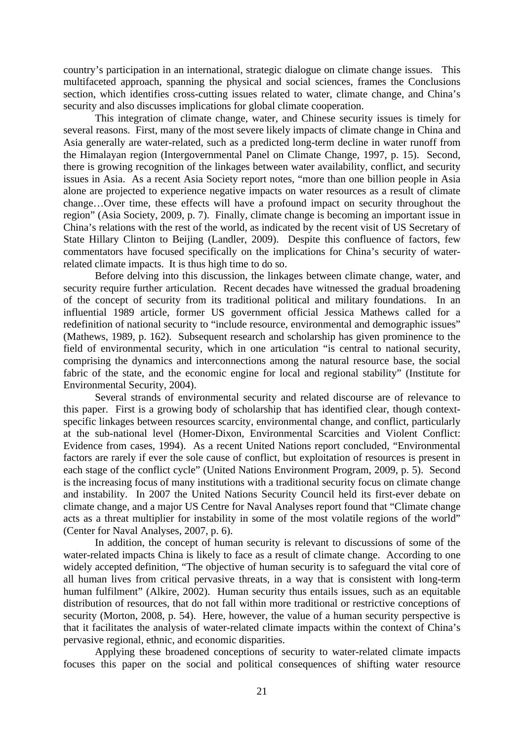country's participation in an international, strategic dialogue on climate change issues. This multifaceted approach, spanning the physical and social sciences, frames the Conclusions section, which identifies cross-cutting issues related to water, climate change, and China's security and also discusses implications for global climate cooperation.

This integration of climate change, water, and Chinese security issues is timely for several reasons. First, many of the most severe likely impacts of climate change in China and Asia generally are water-related, such as a predicted long-term decline in water runoff from the Himalayan region (Intergovernmental Panel on Climate Change, 1997, p. 15). Second, there is growing recognition of the linkages between water availability, conflict, and security issues in Asia. As a recent Asia Society report notes, "more than one billion people in Asia alone are projected to experience negative impacts on water resources as a result of climate change…Over time, these effects will have a profound impact on security throughout the region" (Asia Society, 2009, p. 7). Finally, climate change is becoming an important issue in China's relations with the rest of the world, as indicated by the recent visit of US Secretary of State Hillary Clinton to Beijing (Landler, 2009). Despite this confluence of factors, few commentators have focused specifically on the implications for China's security of water-related climate impacts. It is thus high time to do so.

Before delving into this discussion, the linkages between climate change, water, and security require further articulation. Recent decades have witnessed the gradual broadening of the concept of security from its traditional political and military foundations. In an influential 1989 article, former US government official Jessica Mathews called for a redefinition of national security to "include resource, environmental and demographic issues" (Mathews, 1989, p. 162). Subsequent research and scholarship has given prominence to the field of environmental security, which in one articulation "is central to national security, comprising the dynamics and interconnections among the natural resource base, the social fabric of the state, and the economic engine for local and regional stability" (Institute for Environmental Security, 2004).

Several strands of environmental security and related discourse are of relevance to this paper. First is a growing body of scholarship that has identified clear, though context-specific linkages between resources scarcity, environmental change, and conflict, particularly at the sub-national level (Homer-Dixon, Environmental Scarcities and Violent Conflict: Evidence from cases, 1994). As a recent United Nations report concluded, "Environmental factors are rarely if ever the sole cause of conflict, but exploitation of resources is present in each stage of the conflict cycle" (United Nations Environment Program, 2009, p. 5). Second is the increasing focus of many institutions with a traditional security focus on climate change and instability. In 2007 the United Nations Security Council held its first-ever debate on climate change, and a major US Centre for Naval Analyses report found that "Climate change acts as a threat multiplier for instability in some of the most volatile regions of the world" (Center for Naval Analyses, 2007, p. 6).

In addition, the concept of human security is relevant to discussions of some of the water-related impacts China is likely to face as a result of climate change. According to one widely accepted definition, "The objective of human security is to safeguard the vital core of all human lives from critical pervasive threats, in a way that is consistent with long-term human fulfilment" (Alkire, 2002). Human security thus entails issues, such as an equitable distribution of resources, that do not fall within more traditional or restrictive conceptions of security (Morton, 2008, p. 54). Here, however, the value of a human security perspective is that it facilitates the analysis of water-related climate impacts within the context of China's pervasive regional, ethnic, and economic disparities.

Applying these broadened conceptions of security to water-related climate impacts focuses this paper on the social and political consequences of shifting water resource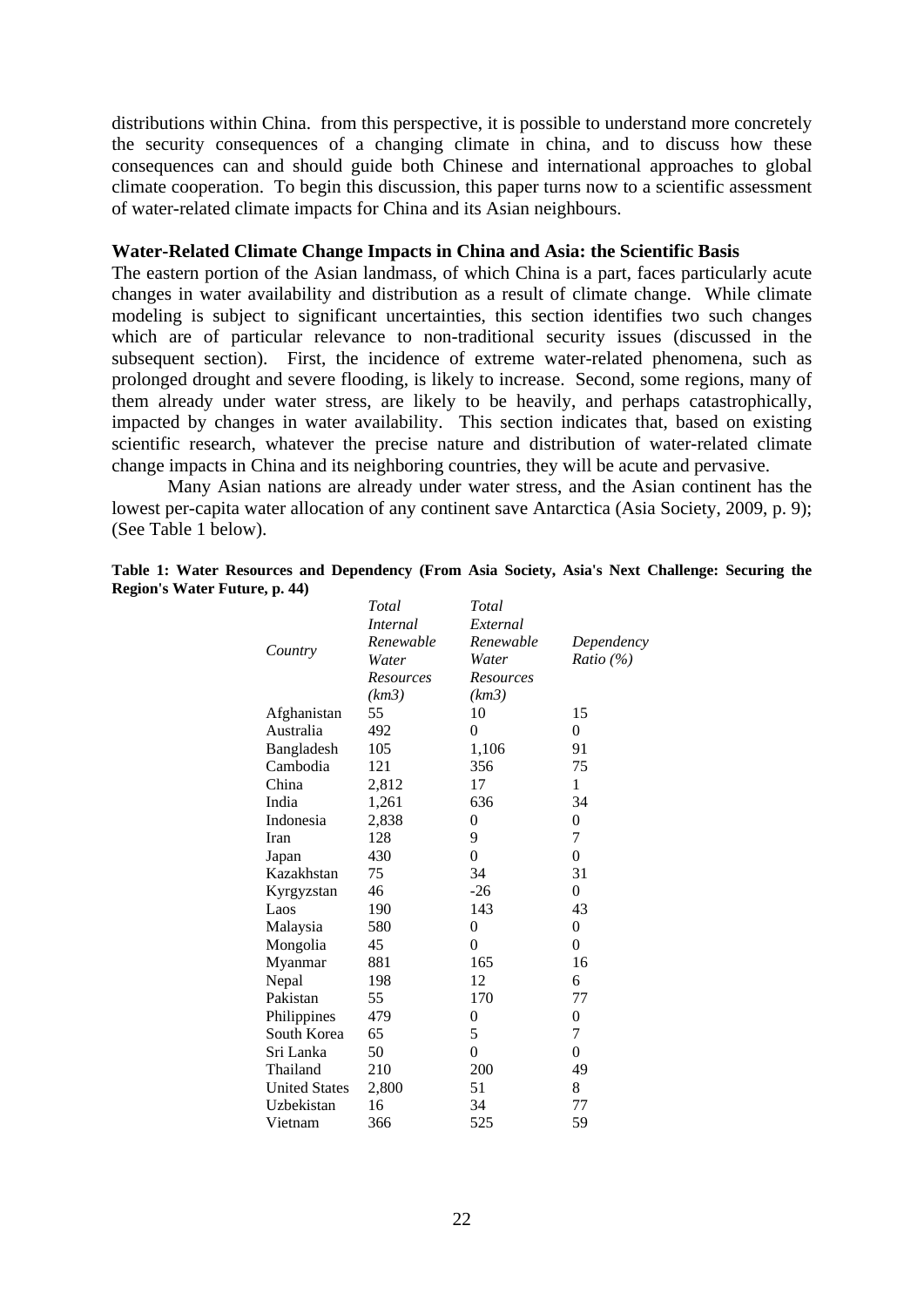distributions within China. from this perspective, it is possible to understand more concretely the security consequences of a changing climate in china, and to discuss how these consequences can and should guide both Chinese and international approaches to global climate cooperation. To begin this discussion, this paper turns now to a scientific assessment of water-related climate impacts for China and its Asian neighbours.

**Water-Related Climate Change Impacts in China and Asia: the Scientific Basis**

The eastern portion of the Asian landmass, of which China is a part, faces particularly acute changes in water availability and distribution as a result of climate change. While climate modeling is subject to significant uncertainties, this section identifies two such changes which are of particular relevance to non-traditional security issues (discussed in the subsequent section). First, the incidence of extreme water-related phenomena, such as prolonged drought and severe flooding, is likely to increase. Second, some regions, many of them already under water stress, are likely to be heavily, and perhaps catastrophically, impacted by changes in water availability. This section indicates that, based on existing scientific research, whatever the precise nature and distribution of water-related climate change impacts in China and its neighboring countries, they will be acute and pervasive.

Many Asian nations are already under water stress, and the Asian continent has the lowest per-capita water allocation of any continent save Antarctica (Asia Society, 2009, p. 9); (See Table 1 below).

**Table 1: Water Resources and Dependency (From Asia Society, Asia's Next Challenge: Securing the Region's Water Future, p. 44)**

| *Country* | *Total Internal Renewable Water Resources (km3)* | *Total External Renewable Water Resources (km3)* | *Dependency Ratio (%)* |
|---|---|---|---|
| Afghanistan | 55 | 10 | 15 |
| Australia | 492 | 0 | 0 |
| Bangladesh | 105 | 1,106 | 91 |
| Cambodia | 121 | 356 | 75 |
| China | 2,812 | 17 | 1 |
| India | 1,261 | 636 | 34 |
| Indonesia | 2,838 | 0 | 0 |
| Iran | 128 | 9 | 7 |
| Japan | 430 | 0 | 0 |
| Kazakhstan | 75 | 34 | 31 |
| Kyrgyzstan | 46 | -26 | 0 |
| Laos | 190 | 143 | 43 |
| Malaysia | 580 | 0 | 0 |
| Mongolia | 45 | 0 | 0 |
| Myanmar | 881 | 165 | 16 |
| Nepal | 198 | 12 | 6 |
| Pakistan | 55 | 170 | 77 |
| Philippines | 479 | 0 | 0 |
| South Korea | 65 | 5 | 7 |
| Sri Lanka | 50 | 0 | 0 |
| Thailand | 210 | 200 | 49 |
| United States | 2,800 | 51 | 8 |
| Uzbekistan | 16 | 34 | 77 |
| Vietnam | 366 | 525 | 59 |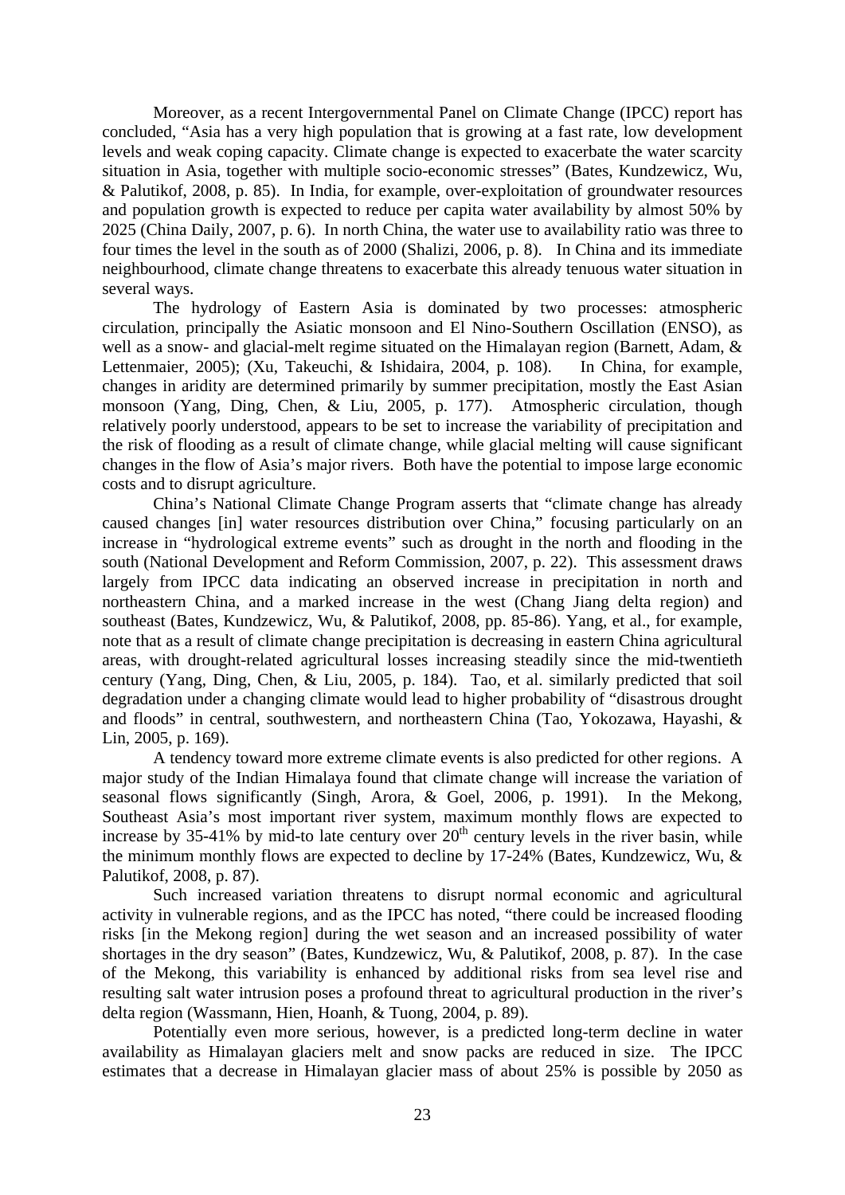Moreover, as a recent Intergovernmental Panel on Climate Change (IPCC) report has concluded, "Asia has a very high population that is growing at a fast rate, low development levels and weak coping capacity. Climate change is expected to exacerbate the water scarcity situation in Asia, together with multiple socio-economic stresses" (Bates, Kundzewicz, Wu, & Palutikof, 2008, p. 85). In India, for example, over-exploitation of groundwater resources and population growth is expected to reduce per capita water availability by almost 50% by 2025 (China Daily, 2007, p. 6). In north China, the water use to availability ratio was three to four times the level in the south as of 2000 (Shalizi, 2006, p. 8). In China and its immediate neighbourhood, climate change threatens to exacerbate this already tenuous water situation in several ways.

The hydrology of Eastern Asia is dominated by two processes: atmospheric circulation, principally the Asiatic monsoon and El Nino-Southern Oscillation (ENSO), as well as a snow- and glacial-melt regime situated on the Himalayan region (Barnett, Adam, & Lettenmaier, 2005); (Xu, Takeuchi, & Ishidaira, 2004, p. 108). In China, for example, changes in aridity are determined primarily by summer precipitation, mostly the East Asian monsoon (Yang, Ding, Chen, & Liu, 2005, p. 177). Atmospheric circulation, though relatively poorly understood, appears to be set to increase the variability of precipitation and the risk of flooding as a result of climate change, while glacial melting will cause significant changes in the flow of Asia's major rivers. Both have the potential to impose large economic costs and to disrupt agriculture.

China's National Climate Change Program asserts that "climate change has already caused changes [in] water resources distribution over China," focusing particularly on an increase in "hydrological extreme events" such as drought in the north and flooding in the south (National Development and Reform Commission, 2007, p. 22). This assessment draws largely from IPCC data indicating an observed increase in precipitation in north and northeastern China, and a marked increase in the west (Chang Jiang delta region) and southeast (Bates, Kundzewicz, Wu, & Palutikof, 2008, pp. 85-86). Yang, et al., for example, note that as a result of climate change precipitation is decreasing in eastern China agricultural areas, with drought-related agricultural losses increasing steadily since the mid-twentieth century (Yang, Ding, Chen, & Liu, 2005, p. 184). Tao, et al. similarly predicted that soil degradation under a changing climate would lead to higher probability of "disastrous drought and floods" in central, southwestern, and northeastern China (Tao, Yokozawa, Hayashi, & Lin, 2005, p. 169).

A tendency toward more extreme climate events is also predicted for other regions. A major study of the Indian Himalaya found that climate change will increase the variation of seasonal flows significantly (Singh, Arora, & Goel, 2006, p. 1991). In the Mekong, Southeast Asia's most important river system, maximum monthly flows are expected to increase by 35-41% by mid-to late century over 20th century levels in the river basin, while the minimum monthly flows are expected to decline by 17-24% (Bates, Kundzewicz, Wu, & Palutikof, 2008, p. 87).

Such increased variation threatens to disrupt normal economic and agricultural activity in vulnerable regions, and as the IPCC has noted, "there could be increased flooding risks [in the Mekong region] during the wet season and an increased possibility of water shortages in the dry season" (Bates, Kundzewicz, Wu, & Palutikof, 2008, p. 87). In the case of the Mekong, this variability is enhanced by additional risks from sea level rise and resulting salt water intrusion poses a profound threat to agricultural production in the river's delta region (Wassmann, Hien, Hoanh, & Tuong, 2004, p. 89).

Potentially even more serious, however, is a predicted long-term decline in water availability as Himalayan glaciers melt and snow packs are reduced in size. The IPCC estimates that a decrease in Himalayan glacier mass of about 25% is possible by 2050 as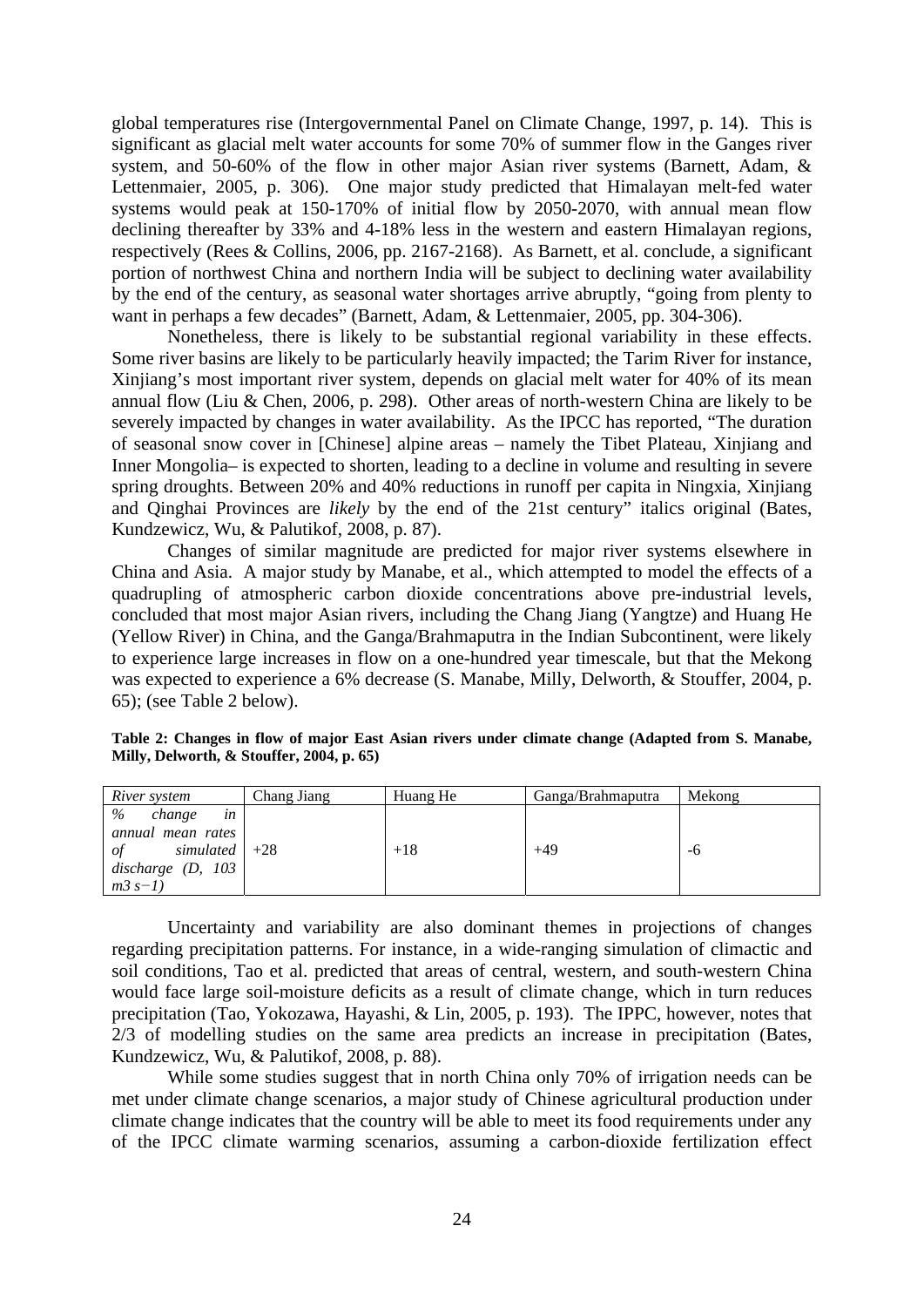global temperatures rise (Intergovernmental Panel on Climate Change, 1997, p. 14). This is significant as glacial melt water accounts for some 70% of summer flow in the Ganges river system, and 50-60% of the flow in other major Asian river systems (Barnett, Adam, & Lettenmaier, 2005, p. 306). One major study predicted that Himalayan melt-fed water systems would peak at 150-170% of initial flow by 2050-2070, with annual mean flow declining thereafter by 33% and 4-18% less in the western and eastern Himalayan regions, respectively (Rees & Collins, 2006, pp. 2167-2168). As Barnett, et al. conclude, a significant portion of northwest China and northern India will be subject to declining water availability by the end of the century, as seasonal water shortages arrive abruptly, "going from plenty to want in perhaps a few decades" (Barnett, Adam, & Lettenmaier, 2005, pp. 304-306).

Nonetheless, there is likely to be substantial regional variability in these effects. Some river basins are likely to be particularly heavily impacted; the Tarim River for instance, Xinjiang's most important river system, depends on glacial melt water for 40% of its mean annual flow (Liu & Chen, 2006, p. 298). Other areas of north-western China are likely to be severely impacted by changes in water availability. As the IPCC has reported, "The duration of seasonal snow cover in [Chinese] alpine areas – namely the Tibet Plateau, Xinjiang and Inner Mongolia– is expected to shorten, leading to a decline in volume and resulting in severe spring droughts. Between 20% and 40% reductions in runoff per capita in Ningxia, Xinjiang and Qinghai Provinces are *likely* by the end of the 21st century" italics original (Bates, Kundzewicz, Wu, & Palutikof, 2008, p. 87).

Changes of similar magnitude are predicted for major river systems elsewhere in China and Asia. A major study by Manabe, et al., which attempted to model the effects of a quadrupling of atmospheric carbon dioxide concentrations above pre-industrial levels, concluded that most major Asian rivers, including the Chang Jiang (Yangtze) and Huang He (Yellow River) in China, and the Ganga/Brahmaputra in the Indian Subcontinent, were likely to experience large increases in flow on a one-hundred year timescale, but that the Mekong was expected to experience a 6% decrease (S. Manabe, Milly, Delworth, & Stouffer, 2004, p. 65); (see Table 2 below).

**Table 2: Changes in flow of major East Asian rivers under climate change (Adapted from S. Manabe, Milly, Delworth, & Stouffer, 2004, p. 65)**

| *River system* | Chang Jiang | Huang He | Ganga/Brahmaputra | Mekong |
|---|---|---|---|---|
| *% change in annual mean rates of simulated discharge (D, 103 m3 s−1)* | +28 | +18 | +49 | -6 |

Uncertainty and variability are also dominant themes in projections of changes regarding precipitation patterns. For instance, in a wide-ranging simulation of climactic and soil conditions, Tao et al. predicted that areas of central, western, and south-western China would face large soil-moisture deficits as a result of climate change, which in turn reduces precipitation (Tao, Yokozawa, Hayashi, & Lin, 2005, p. 193). The IPPC, however, notes that 2/3 of modelling studies on the same area predicts an increase in precipitation (Bates, Kundzewicz, Wu, & Palutikof, 2008, p. 88).

While some studies suggest that in north China only 70% of irrigation needs can be met under climate change scenarios, a major study of Chinese agricultural production under climate change indicates that the country will be able to meet its food requirements under any of the IPCC climate warming scenarios, assuming a carbon-dioxide fertilization effect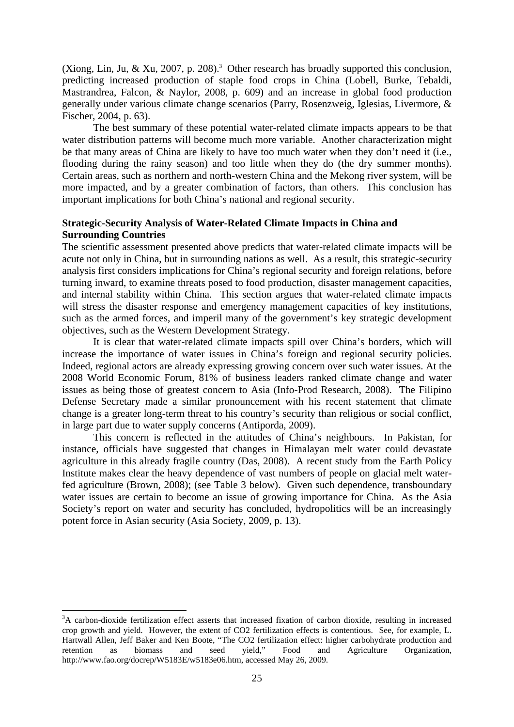(Xiong, Lin, Ju, & Xu, 2007, p. 208).[3] Other research has broadly supported this conclusion, predicting increased production of staple food crops in China (Lobell, Burke, Tebaldi, Mastrandrea, Falcon, & Naylor, 2008, p. 609) and an increase in global food production generally under various climate change scenarios (Parry, Rosenzweig, Iglesias, Livermore, & Fischer, 2004, p. 63).

The best summary of these potential water-related climate impacts appears to be that water distribution patterns will become much more variable. Another characterization might be that many areas of China are likely to have too much water when they don't need it (i.e., flooding during the rainy season) and too little when they do (the dry summer months). Certain areas, such as northern and north-western China and the Mekong river system, will be more impacted, and by a greater combination of factors, than others. This conclusion has important implications for both China's national and regional security.

**Strategic-Security Analysis of Water-Related Climate Impacts in China and Surrounding Countries**

The scientific assessment presented above predicts that water-related climate impacts will be acute not only in China, but in surrounding nations as well. As a result, this strategic-security analysis first considers implications for China's regional security and foreign relations, before turning inward, to examine threats posed to food production, disaster management capacities, and internal stability within China. This section argues that water-related climate impacts will stress the disaster response and emergency management capacities of key institutions, such as the armed forces, and imperil many of the government's key strategic development objectives, such as the Western Development Strategy.

It is clear that water-related climate impacts spill over China's borders, which will increase the importance of water issues in China's foreign and regional security policies. Indeed, regional actors are already expressing growing concern over such water issues. At the 2008 World Economic Forum, 81% of business leaders ranked climate change and water issues as being those of greatest concern to Asia (Info-Prod Research, 2008). The Filipino Defense Secretary made a similar pronouncement with his recent statement that climate change is a greater long-term threat to his country's security than religious or social conflict, in large part due to water supply concerns (Antiporda, 2009).

This concern is reflected in the attitudes of China's neighbours. In Pakistan, for instance, officials have suggested that changes in Himalayan melt water could devastate agriculture in this already fragile country (Das, 2008). A recent study from the Earth Policy Institute makes clear the heavy dependence of vast numbers of people on glacial melt water-fed agriculture (Brown, 2008); (see Table 3 below). Given such dependence, transboundary water issues are certain to become an issue of growing importance for China. As the Asia Society's report on water and security has concluded, hydropolitics will be an increasingly potent force in Asian security (Asia Society, 2009, p. 13).

---

[3] A carbon-dioxide fertilization effect asserts that increased fixation of carbon dioxide, resulting in increased crop growth and yield. However, the extent of CO2 fertilization effects is contentious. See, for example, L. Hartwall Allen, Jeff Baker and Ken Boote, "The CO2 fertilization effect: higher carbohydrate production and retention as biomass and seed yield," Food and Agriculture Organization, http://www.fao.org/docrep/W5183E/w5183e06.htm, accessed May 26, 2009.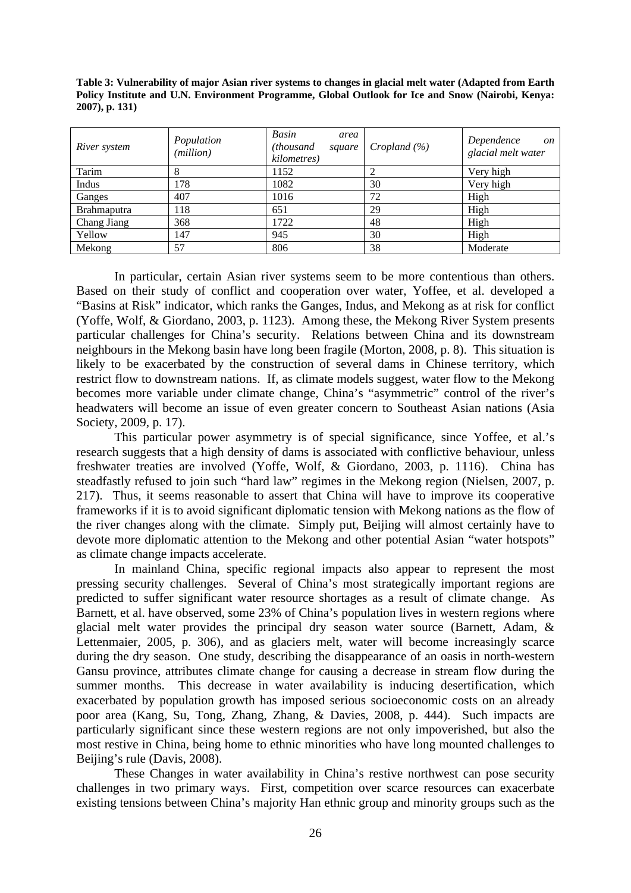**Table 3: Vulnerability of major Asian river systems to changes in glacial melt water (Adapted from Earth Policy Institute and U.N. Environment Programme, Global Outlook for Ice and Snow (Nairobi, Kenya: 2007), p. 131)**

| *River system* | *Population (million)* | *Basin area (thousand square kilometres)* | *Cropland (%)* | *Dependence on glacial melt water* |
|---|---|---|---|---|
| Tarim | 8 | 1152 | 2 | Very high |
| Indus | 178 | 1082 | 30 | Very high |
| Ganges | 407 | 1016 | 72 | High |
| Brahmaputra | 118 | 651 | 29 | High |
| Chang Jiang | 368 | 1722 | 48 | High |
| Yellow | 147 | 945 | 30 | High |
| Mekong | 57 | 806 | 38 | Moderate |

In particular, certain Asian river systems seem to be more contentious than others. Based on their study of conflict and cooperation over water, Yoffee, et al. developed a "Basins at Risk" indicator, which ranks the Ganges, Indus, and Mekong as at risk for conflict (Yoffe, Wolf, & Giordano, 2003, p. 1123). Among these, the Mekong River System presents particular challenges for China's security. Relations between China and its downstream neighbours in the Mekong basin have long been fragile (Morton, 2008, p. 8). This situation is likely to be exacerbated by the construction of several dams in Chinese territory, which restrict flow to downstream nations. If, as climate models suggest, water flow to the Mekong becomes more variable under climate change, China's "asymmetric" control of the river's headwaters will become an issue of even greater concern to Southeast Asian nations (Asia Society, 2009, p. 17).

This particular power asymmetry is of special significance, since Yoffee, et al.'s research suggests that a high density of dams is associated with conflictive behaviour, unless freshwater treaties are involved (Yoffe, Wolf, & Giordano, 2003, p. 1116). China has steadfastly refused to join such "hard law" regimes in the Mekong region (Nielsen, 2007, p. 217). Thus, it seems reasonable to assert that China will have to improve its cooperative frameworks if it is to avoid significant diplomatic tension with Mekong nations as the flow of the river changes along with the climate. Simply put, Beijing will almost certainly have to devote more diplomatic attention to the Mekong and other potential Asian "water hotspots" as climate change impacts accelerate.

In mainland China, specific regional impacts also appear to represent the most pressing security challenges. Several of China's most strategically important regions are predicted to suffer significant water resource shortages as a result of climate change. As Barnett, et al. have observed, some 23% of China's population lives in western regions where glacial melt water provides the principal dry season water source (Barnett, Adam, & Lettenmaier, 2005, p. 306), and as glaciers melt, water will become increasingly scarce during the dry season. One study, describing the disappearance of an oasis in north-western Gansu province, attributes climate change for causing a decrease in stream flow during the summer months. This decrease in water availability is inducing desertification, which exacerbated by population growth has imposed serious socioeconomic costs on an already poor area (Kang, Su, Tong, Zhang, Zhang, & Davies, 2008, p. 444). Such impacts are particularly significant since these western regions are not only impoverished, but also the most restive in China, being home to ethnic minorities who have long mounted challenges to Beijing's rule (Davis, 2008).

These Changes in water availability in China's restive northwest can pose security challenges in two primary ways. First, competition over scarce resources can exacerbate existing tensions between China's majority Han ethnic group and minority groups such as the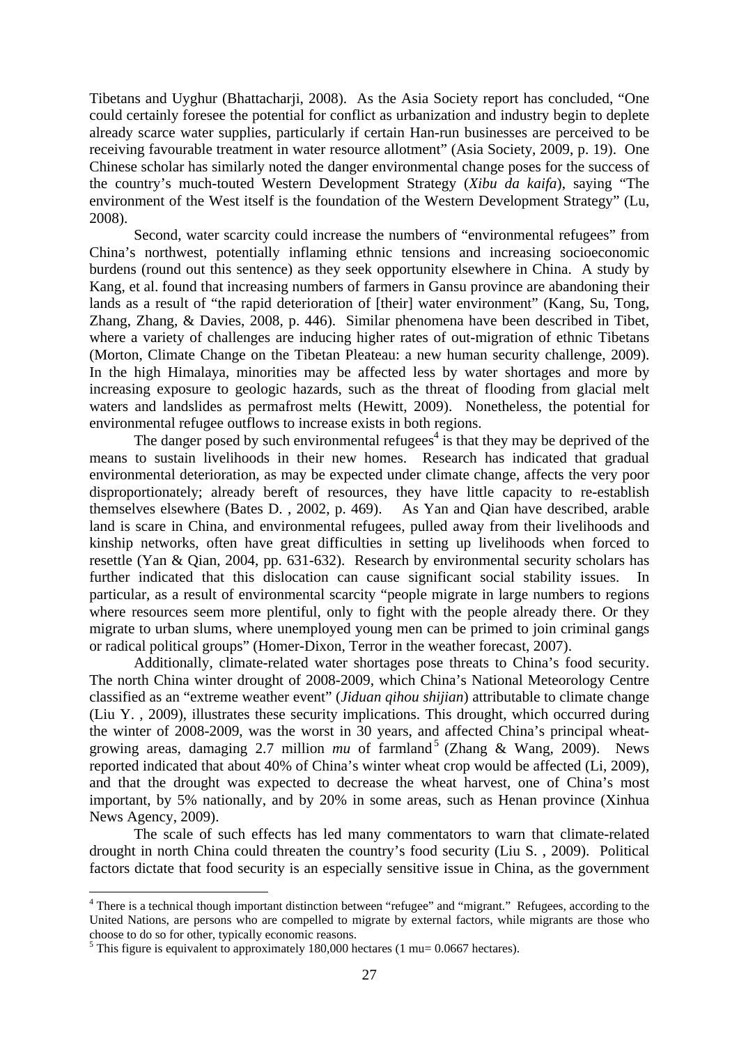Tibetans and Uyghur (Bhattacharji, 2008). As the Asia Society report has concluded, "One could certainly foresee the potential for conflict as urbanization and industry begin to deplete already scarce water supplies, particularly if certain Han-run businesses are perceived to be receiving favourable treatment in water resource allotment" (Asia Society, 2009, p. 19). One Chinese scholar has similarly noted the danger environmental change poses for the success of the country's much-touted Western Development Strategy (*Xibu da kaifa*), saying "The environment of the West itself is the foundation of the Western Development Strategy" (Lu, 2008).

Second, water scarcity could increase the numbers of "environmental refugees" from China's northwest, potentially inflaming ethnic tensions and increasing socioeconomic burdens (round out this sentence) as they seek opportunity elsewhere in China. A study by Kang, et al. found that increasing numbers of farmers in Gansu province are abandoning their lands as a result of "the rapid deterioration of [their] water environment" (Kang, Su, Tong, Zhang, Zhang, & Davies, 2008, p. 446). Similar phenomena have been described in Tibet, where a variety of challenges are inducing higher rates of out-migration of ethnic Tibetans (Morton, Climate Change on the Tibetan Pleateau: a new human security challenge, 2009). In the high Himalaya, minorities may be affected less by water shortages and more by increasing exposure to geologic hazards, such as the threat of flooding from glacial melt waters and landslides as permafrost melts (Hewitt, 2009). Nonetheless, the potential for environmental refugee outflows to increase exists in both regions.

The danger posed by such environmental refugees[4] is that they may be deprived of the means to sustain livelihoods in their new homes. Research has indicated that gradual environmental deterioration, as may be expected under climate change, affects the very poor disproportionately; already bereft of resources, they have little capacity to re-establish themselves elsewhere (Bates D. , 2002, p. 469). As Yan and Qian have described, arable land is scare in China, and environmental refugees, pulled away from their livelihoods and kinship networks, often have great difficulties in setting up livelihoods when forced to resettle (Yan & Qian, 2004, pp. 631-632). Research by environmental security scholars has further indicated that this dislocation can cause significant social stability issues. In particular, as a result of environmental scarcity "people migrate in large numbers to regions where resources seem more plentiful, only to fight with the people already there. Or they migrate to urban slums, where unemployed young men can be primed to join criminal gangs or radical political groups" (Homer-Dixon, Terror in the weather forecast, 2007).

Additionally, climate-related water shortages pose threats to China's food security. The north China winter drought of 2008-2009, which China's National Meteorology Centre classified as an "extreme weather event" (*Jiduan qihou shijian*) attributable to climate change (Liu Y. , 2009), illustrates these security implications. This drought, which occurred during the winter of 2008-2009, was the worst in 30 years, and affected China's principal wheat-growing areas, damaging 2.7 million *mu* of farmland[5] (Zhang & Wang, 2009). News reported indicated that about 40% of China's winter wheat crop would be affected (Li, 2009), and that the drought was expected to decrease the wheat harvest, one of China's most important, by 5% nationally, and by 20% in some areas, such as Henan province (Xinhua News Agency, 2009).

The scale of such effects has led many commentators to warn that climate-related drought in north China could threaten the country's food security (Liu S. , 2009). Political factors dictate that food security is an especially sensitive issue in China, as the government

[4] There is a technical though important distinction between "refugee" and "migrant." Refugees, according to the United Nations, are persons who are compelled to migrate by external factors, while migrants are those who choose to do so for other, typically economic reasons.

[5] This figure is equivalent to approximately 180,000 hectares (1 mu= 0.0667 hectares).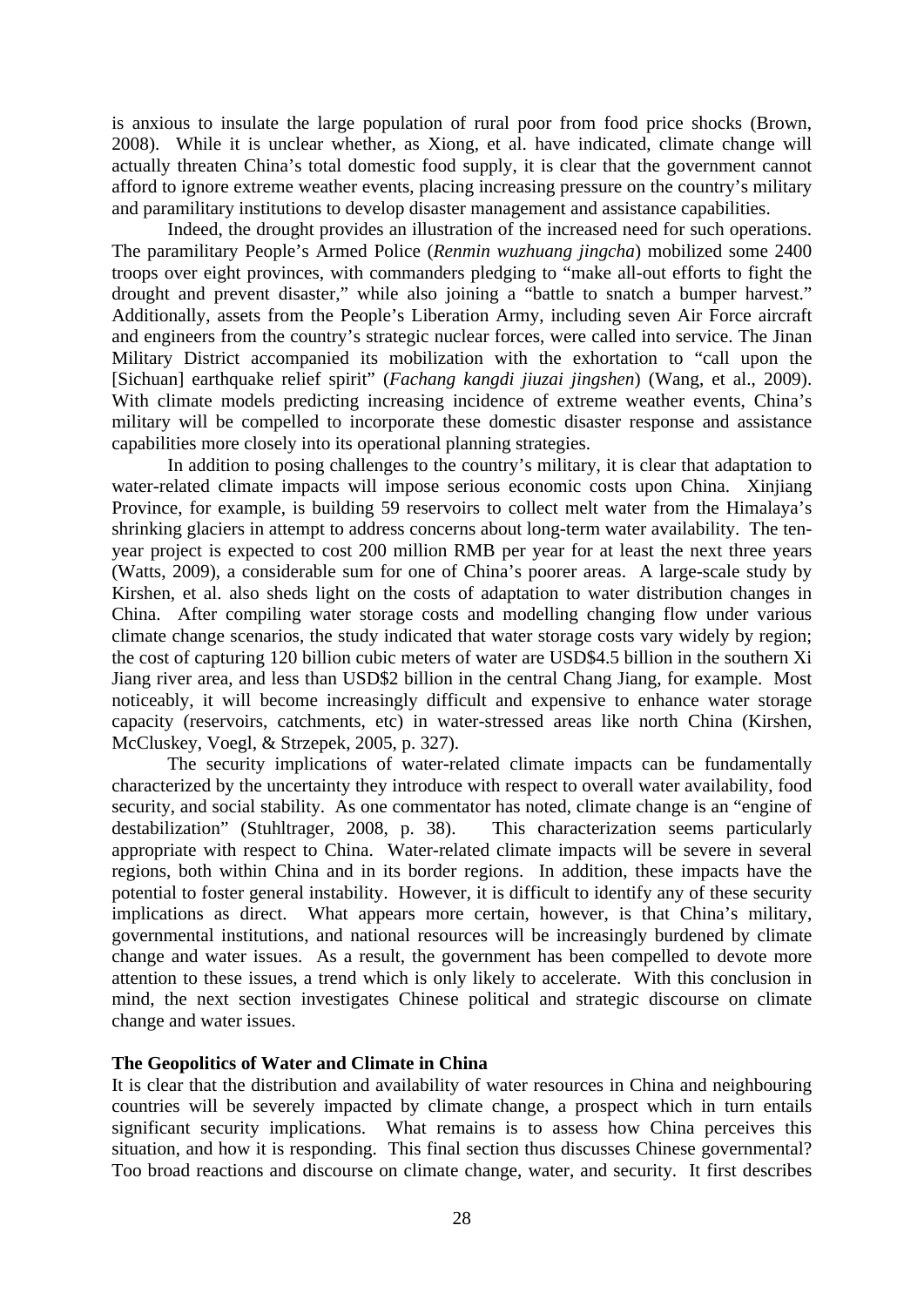is anxious to insulate the large population of rural poor from food price shocks (Brown, 2008). While it is unclear whether, as Xiong, et al. have indicated, climate change will actually threaten China's total domestic food supply, it is clear that the government cannot afford to ignore extreme weather events, placing increasing pressure on the country's military and paramilitary institutions to develop disaster management and assistance capabilities.

Indeed, the drought provides an illustration of the increased need for such operations. The paramilitary People's Armed Police (*Renmin wuzhuang jingcha*) mobilized some 2400 troops over eight provinces, with commanders pledging to "make all-out efforts to fight the drought and prevent disaster," while also joining a "battle to snatch a bumper harvest." Additionally, assets from the People's Liberation Army, including seven Air Force aircraft and engineers from the country's strategic nuclear forces, were called into service. The Jinan Military District accompanied its mobilization with the exhortation to "call upon the [Sichuan] earthquake relief spirit" (*Fachang kangdi jiuzai jingshen*) (Wang, et al., 2009). With climate models predicting increasing incidence of extreme weather events, China's military will be compelled to incorporate these domestic disaster response and assistance capabilities more closely into its operational planning strategies.

In addition to posing challenges to the country's military, it is clear that adaptation to water-related climate impacts will impose serious economic costs upon China. Xinjiang Province, for example, is building 59 reservoirs to collect melt water from the Himalaya's shrinking glaciers in attempt to address concerns about long-term water availability. The ten-year project is expected to cost 200 million RMB per year for at least the next three years (Watts, 2009), a considerable sum for one of China's poorer areas. A large-scale study by Kirshen, et al. also sheds light on the costs of adaptation to water distribution changes in China. After compiling water storage costs and modelling changing flow under various climate change scenarios, the study indicated that water storage costs vary widely by region; the cost of capturing 120 billion cubic meters of water are USD$4.5 billion in the southern Xi Jiang river area, and less than USD$2 billion in the central Chang Jiang, for example. Most noticeably, it will become increasingly difficult and expensive to enhance water storage capacity (reservoirs, catchments, etc) in water-stressed areas like north China (Kirshen, McCluskey, Voegl, & Strzepek, 2005, p. 327).

The security implications of water-related climate impacts can be fundamentally characterized by the uncertainty they introduce with respect to overall water availability, food security, and social stability. As one commentator has noted, climate change is an "engine of destabilization" (Stuhltrager, 2008, p. 38). This characterization seems particularly appropriate with respect to China. Water-related climate impacts will be severe in several regions, both within China and in its border regions. In addition, these impacts have the potential to foster general instability. However, it is difficult to identify any of these security implications as direct. What appears more certain, however, is that China's military, governmental institutions, and national resources will be increasingly burdened by climate change and water issues. As a result, the government has been compelled to devote more attention to these issues, a trend which is only likely to accelerate. With this conclusion in mind, the next section investigates Chinese political and strategic discourse on climate change and water issues.

**The Geopolitics of Water and Climate in China**

It is clear that the distribution and availability of water resources in China and neighbouring countries will be severely impacted by climate change, a prospect which in turn entails significant security implications. What remains is to assess how China perceives this situation, and how it is responding. This final section thus discusses Chinese governmental? Too broad reactions and discourse on climate change, water, and security. It first describes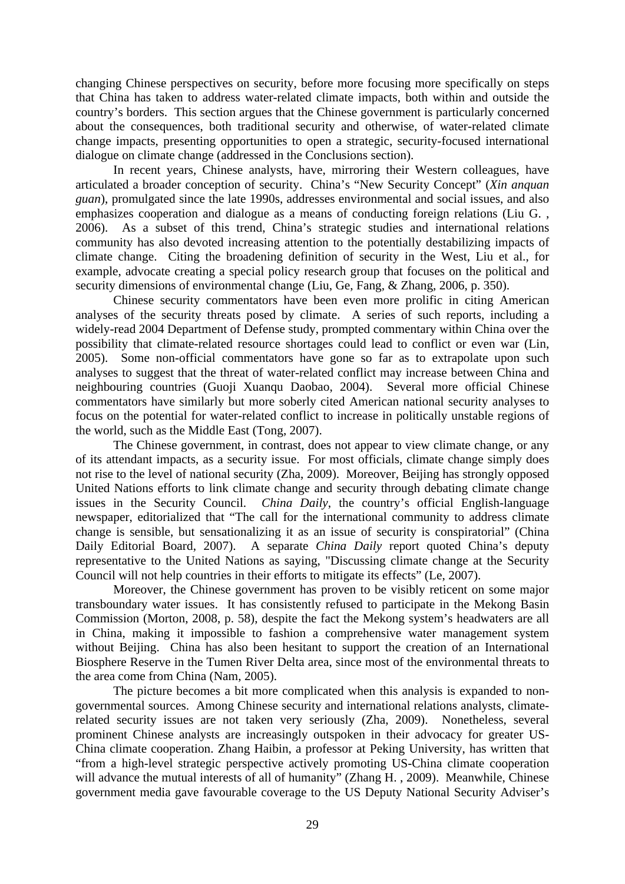changing Chinese perspectives on security, before more focusing more specifically on steps that China has taken to address water-related climate impacts, both within and outside the country's borders. This section argues that the Chinese government is particularly concerned about the consequences, both traditional security and otherwise, of water-related climate change impacts, presenting opportunities to open a strategic, security-focused international dialogue on climate change (addressed in the Conclusions section).

In recent years, Chinese analysts, have, mirroring their Western colleagues, have articulated a broader conception of security. China's "New Security Concept" (*Xin anquan guan*), promulgated since the late 1990s, addresses environmental and social issues, and also emphasizes cooperation and dialogue as a means of conducting foreign relations (Liu G. , 2006). As a subset of this trend, China's strategic studies and international relations community has also devoted increasing attention to the potentially destabilizing impacts of climate change. Citing the broadening definition of security in the West, Liu et al., for example, advocate creating a special policy research group that focuses on the political and security dimensions of environmental change (Liu, Ge, Fang, & Zhang, 2006, p. 350).

Chinese security commentators have been even more prolific in citing American analyses of the security threats posed by climate. A series of such reports, including a widely-read 2004 Department of Defense study, prompted commentary within China over the possibility that climate-related resource shortages could lead to conflict or even war (Lin, 2005). Some non-official commentators have gone so far as to extrapolate upon such analyses to suggest that the threat of water-related conflict may increase between China and neighbouring countries (Guoji Xuanqu Daobao, 2004). Several more official Chinese commentators have similarly but more soberly cited American national security analyses to focus on the potential for water-related conflict to increase in politically unstable regions of the world, such as the Middle East (Tong, 2007).

The Chinese government, in contrast, does not appear to view climate change, or any of its attendant impacts, as a security issue. For most officials, climate change simply does not rise to the level of national security (Zha, 2009). Moreover, Beijing has strongly opposed United Nations efforts to link climate change and security through debating climate change issues in the Security Council. *China Daily*, the country's official English-language newspaper, editorialized that "The call for the international community to address climate change is sensible, but securitizing it as an issue of security is conspiratorial" (China Daily Editorial Board, 2007). A separate *China Daily* report quoted China's deputy representative to the United Nations as saying, "Discussing climate change at the Security Council will not help countries in their efforts to mitigate its effects" (Le, 2007).

Moreover, the Chinese government has proven to be visibly reticent on some major transboundary water issues. It has consistently refused to participate in the Mekong Basin Commission (Morton, 2008, p. 58), despite the fact the Mekong system's headwaters are all in China, making it impossible to fashion a comprehensive water management system without Beijing. China has also been hesitant to support the creation of an International Biosphere Reserve in the Tumen River Delta area, since most of the environmental threats to the area come from China (Nam, 2005).

The picture becomes a bit more complicated when this analysis is expanded to non-governmental sources. Among Chinese security and international relations analysts, climate-related security issues are not taken very seriously (Zha, 2009). Nonetheless, several prominent Chinese analysts are increasingly outspoken in their advocacy for greater US-China climate cooperation. Zhang Haibin, a professor at Peking University, has written that "from a high-level strategic perspective actively promoting US-China climate cooperation will advance the mutual interests of all of humanity" (Zhang H. , 2009). Meanwhile, Chinese government media gave favourable coverage to the US Deputy National Security Adviser's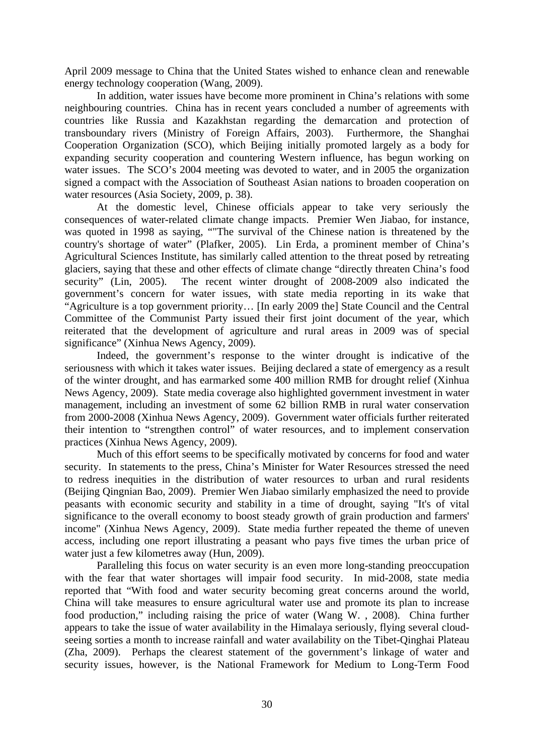April 2009 message to China that the United States wished to enhance clean and renewable energy technology cooperation (Wang, 2009).

In addition, water issues have become more prominent in China's relations with some neighbouring countries. China has in recent years concluded a number of agreements with countries like Russia and Kazakhstan regarding the demarcation and protection of transboundary rivers (Ministry of Foreign Affairs, 2003). Furthermore, the Shanghai Cooperation Organization (SCO), which Beijing initially promoted largely as a body for expanding security cooperation and countering Western influence, has begun working on water issues. The SCO's 2004 meeting was devoted to water, and in 2005 the organization signed a compact with the Association of Southeast Asian nations to broaden cooperation on water resources (Asia Society, 2009, p. 38).

At the domestic level, Chinese officials appear to take very seriously the consequences of water-related climate change impacts. Premier Wen Jiabao, for instance, was quoted in 1998 as saying, ""The survival of the Chinese nation is threatened by the country's shortage of water" (Plafker, 2005). Lin Erda, a prominent member of China's Agricultural Sciences Institute, has similarly called attention to the threat posed by retreating glaciers, saying that these and other effects of climate change "directly threaten China's food security" (Lin, 2005). The recent winter drought of 2008-2009 also indicated the government's concern for water issues, with state media reporting in its wake that "Agriculture is a top government priority… [In early 2009 the] State Council and the Central Committee of the Communist Party issued their first joint document of the year, which reiterated that the development of agriculture and rural areas in 2009 was of special significance" (Xinhua News Agency, 2009).

Indeed, the government's response to the winter drought is indicative of the seriousness with which it takes water issues. Beijing declared a state of emergency as a result of the winter drought, and has earmarked some 400 million RMB for drought relief (Xinhua News Agency, 2009). State media coverage also highlighted government investment in water management, including an investment of some 62 billion RMB in rural water conservation from 2000-2008 (Xinhua News Agency, 2009). Government water officials further reiterated their intention to "strengthen control" of water resources, and to implement conservation practices (Xinhua News Agency, 2009).

Much of this effort seems to be specifically motivated by concerns for food and water security. In statements to the press, China's Minister for Water Resources stressed the need to redress inequities in the distribution of water resources to urban and rural residents (Beijing Qingnian Bao, 2009). Premier Wen Jiabao similarly emphasized the need to provide peasants with economic security and stability in a time of drought, saying "It's of vital significance to the overall economy to boost steady growth of grain production and farmers' income" (Xinhua News Agency, 2009). State media further repeated the theme of uneven access, including one report illustrating a peasant who pays five times the urban price of water just a few kilometres away (Hun, 2009).

Paralleling this focus on water security is an even more long-standing preoccupation with the fear that water shortages will impair food security. In mid-2008, state media reported that "With food and water security becoming great concerns around the world, China will take measures to ensure agricultural water use and promote its plan to increase food production," including raising the price of water (Wang W. , 2008). China further appears to take the issue of water availability in the Himalaya seriously, flying several cloud-seeing sorties a month to increase rainfall and water availability on the Tibet-Qinghai Plateau (Zha, 2009). Perhaps the clearest statement of the government's linkage of water and security issues, however, is the National Framework for Medium to Long-Term Food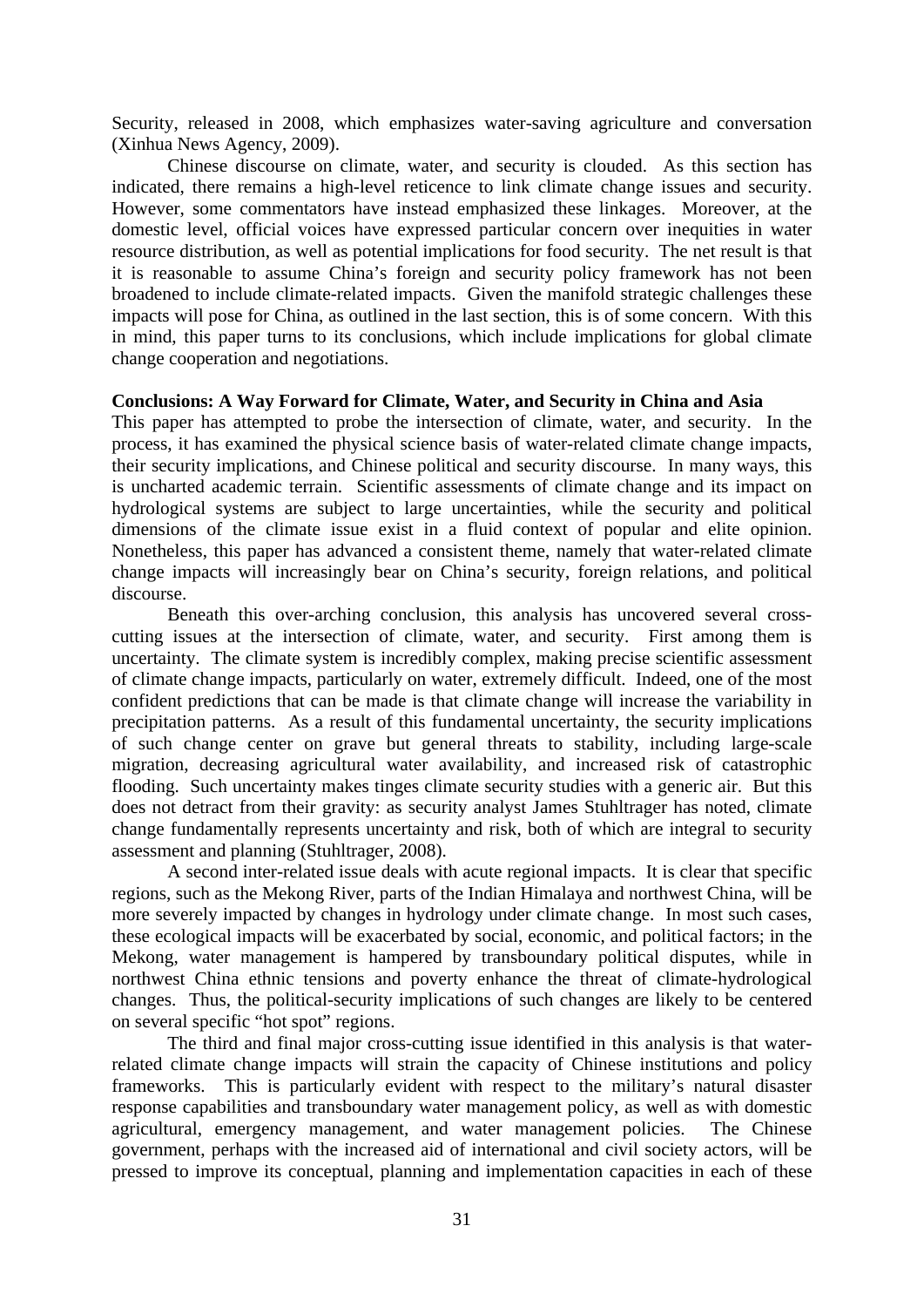Security, released in 2008, which emphasizes water-saving agriculture and conversation (Xinhua News Agency, 2009).

Chinese discourse on climate, water, and security is clouded. As this section has indicated, there remains a high-level reticence to link climate change issues and security. However, some commentators have instead emphasized these linkages. Moreover, at the domestic level, official voices have expressed particular concern over inequities in water resource distribution, as well as potential implications for food security. The net result is that it is reasonable to assume China's foreign and security policy framework has not been broadened to include climate-related impacts. Given the manifold strategic challenges these impacts will pose for China, as outlined in the last section, this is of some concern. With this in mind, this paper turns to its conclusions, which include implications for global climate change cooperation and negotiations.

**Conclusions: A Way Forward for Climate, Water, and Security in China and Asia**

This paper has attempted to probe the intersection of climate, water, and security. In the process, it has examined the physical science basis of water-related climate change impacts, their security implications, and Chinese political and security discourse. In many ways, this is uncharted academic terrain. Scientific assessments of climate change and its impact on hydrological systems are subject to large uncertainties, while the security and political dimensions of the climate issue exist in a fluid context of popular and elite opinion. Nonetheless, this paper has advanced a consistent theme, namely that water-related climate change impacts will increasingly bear on China's security, foreign relations, and political discourse.

Beneath this over-arching conclusion, this analysis has uncovered several cross-cutting issues at the intersection of climate, water, and security. First among them is uncertainty. The climate system is incredibly complex, making precise scientific assessment of climate change impacts, particularly on water, extremely difficult. Indeed, one of the most confident predictions that can be made is that climate change will increase the variability in precipitation patterns. As a result of this fundamental uncertainty, the security implications of such change center on grave but general threats to stability, including large-scale migration, decreasing agricultural water availability, and increased risk of catastrophic flooding. Such uncertainty makes tinges climate security studies with a generic air. But this does not detract from their gravity: as security analyst James Stuhltrager has noted, climate change fundamentally represents uncertainty and risk, both of which are integral to security assessment and planning (Stuhltrager, 2008).

A second inter-related issue deals with acute regional impacts. It is clear that specific regions, such as the Mekong River, parts of the Indian Himalaya and northwest China, will be more severely impacted by changes in hydrology under climate change. In most such cases, these ecological impacts will be exacerbated by social, economic, and political factors; in the Mekong, water management is hampered by transboundary political disputes, while in northwest China ethnic tensions and poverty enhance the threat of climate-hydrological changes. Thus, the political-security implications of such changes are likely to be centered on several specific "hot spot" regions.

The third and final major cross-cutting issue identified in this analysis is that water-related climate change impacts will strain the capacity of Chinese institutions and policy frameworks. This is particularly evident with respect to the military's natural disaster response capabilities and transboundary water management policy, as well as with domestic agricultural, emergency management, and water management policies. The Chinese government, perhaps with the increased aid of international and civil society actors, will be pressed to improve its conceptual, planning and implementation capacities in each of these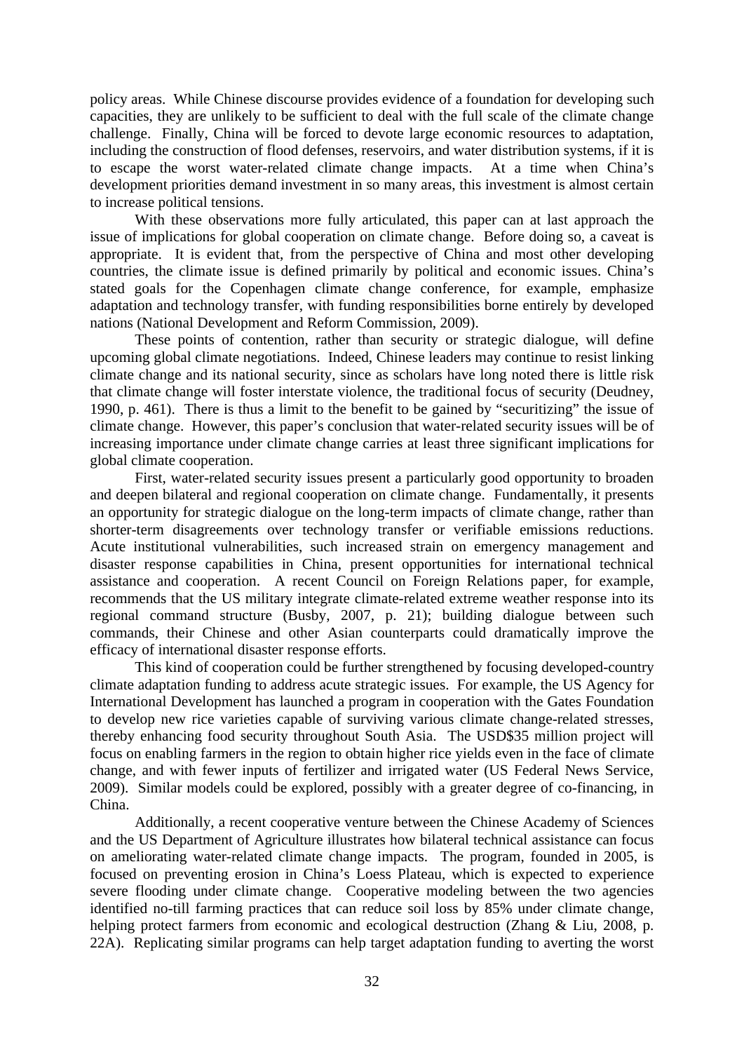policy areas. While Chinese discourse provides evidence of a foundation for developing such capacities, they are unlikely to be sufficient to deal with the full scale of the climate change challenge. Finally, China will be forced to devote large economic resources to adaptation, including the construction of flood defenses, reservoirs, and water distribution systems, if it is to escape the worst water-related climate change impacts. At a time when China's development priorities demand investment in so many areas, this investment is almost certain to increase political tensions.

With these observations more fully articulated, this paper can at last approach the issue of implications for global cooperation on climate change. Before doing so, a caveat is appropriate. It is evident that, from the perspective of China and most other developing countries, the climate issue is defined primarily by political and economic issues. China's stated goals for the Copenhagen climate change conference, for example, emphasize adaptation and technology transfer, with funding responsibilities borne entirely by developed nations (National Development and Reform Commission, 2009).

These points of contention, rather than security or strategic dialogue, will define upcoming global climate negotiations. Indeed, Chinese leaders may continue to resist linking climate change and its national security, since as scholars have long noted there is little risk that climate change will foster interstate violence, the traditional focus of security (Deudney, 1990, p. 461). There is thus a limit to the benefit to be gained by "securitizing" the issue of climate change. However, this paper's conclusion that water-related security issues will be of increasing importance under climate change carries at least three significant implications for global climate cooperation.

First, water-related security issues present a particularly good opportunity to broaden and deepen bilateral and regional cooperation on climate change. Fundamentally, it presents an opportunity for strategic dialogue on the long-term impacts of climate change, rather than shorter-term disagreements over technology transfer or verifiable emissions reductions. Acute institutional vulnerabilities, such increased strain on emergency management and disaster response capabilities in China, present opportunities for international technical assistance and cooperation. A recent Council on Foreign Relations paper, for example, recommends that the US military integrate climate-related extreme weather response into its regional command structure (Busby, 2007, p. 21); building dialogue between such commands, their Chinese and other Asian counterparts could dramatically improve the efficacy of international disaster response efforts.

This kind of cooperation could be further strengthened by focusing developed-country climate adaptation funding to address acute strategic issues. For example, the US Agency for International Development has launched a program in cooperation with the Gates Foundation to develop new rice varieties capable of surviving various climate change-related stresses, thereby enhancing food security throughout South Asia. The USD$35 million project will focus on enabling farmers in the region to obtain higher rice yields even in the face of climate change, and with fewer inputs of fertilizer and irrigated water (US Federal News Service, 2009). Similar models could be explored, possibly with a greater degree of co-financing, in China.

Additionally, a recent cooperative venture between the Chinese Academy of Sciences and the US Department of Agriculture illustrates how bilateral technical assistance can focus on ameliorating water-related climate change impacts. The program, founded in 2005, is focused on preventing erosion in China's Loess Plateau, which is expected to experience severe flooding under climate change. Cooperative modeling between the two agencies identified no-till farming practices that can reduce soil loss by 85% under climate change, helping protect farmers from economic and ecological destruction (Zhang & Liu, 2008, p. 22A). Replicating similar programs can help target adaptation funding to averting the worst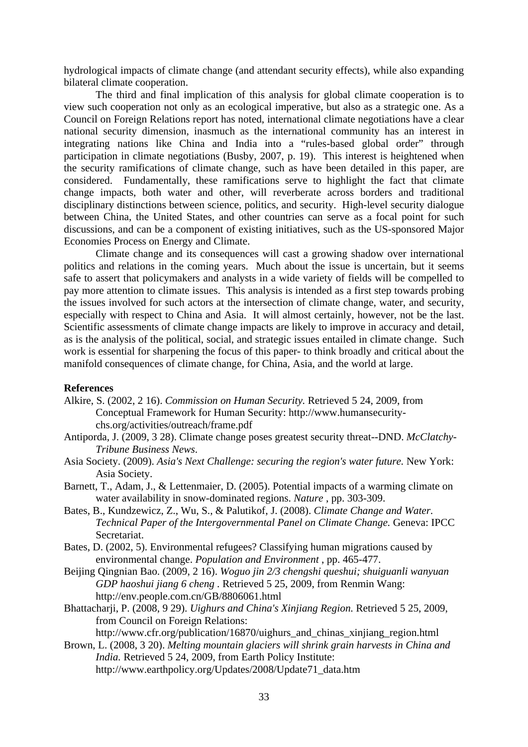hydrological impacts of climate change (and attendant security effects), while also expanding bilateral climate cooperation.

The third and final implication of this analysis for global climate cooperation is to view such cooperation not only as an ecological imperative, but also as a strategic one. As a Council on Foreign Relations report has noted, international climate negotiations have a clear national security dimension, inasmuch as the international community has an interest in integrating nations like China and India into a "rules-based global order" through participation in climate negotiations (Busby, 2007, p. 19). This interest is heightened when the security ramifications of climate change, such as have been detailed in this paper, are considered. Fundamentally, these ramifications serve to highlight the fact that climate change impacts, both water and other, will reverberate across borders and traditional disciplinary distinctions between science, politics, and security. High-level security dialogue between China, the United States, and other countries can serve as a focal point for such discussions, and can be a component of existing initiatives, such as the US-sponsored Major Economies Process on Energy and Climate.

Climate change and its consequences will cast a growing shadow over international politics and relations in the coming years. Much about the issue is uncertain, but it seems safe to assert that policymakers and analysts in a wide variety of fields will be compelled to pay more attention to climate issues. This analysis is intended as a first step towards probing the issues involved for such actors at the intersection of climate change, water, and security, especially with respect to China and Asia. It will almost certainly, however, not be the last. Scientific assessments of climate change impacts are likely to improve in accuracy and detail, as is the analysis of the political, social, and strategic issues entailed in climate change. Such work is essential for sharpening the focus of this paper- to think broadly and critical about the manifold consequences of climate change, for China, Asia, and the world at large.

**References**

Alkire, S. (2002, 2 16). *Commission on Human Security.* Retrieved 5 24, 2009, from Conceptual Framework for Human Security: http://www.humansecurity-chs.org/activities/outreach/frame.pdf

Antiporda, J. (2009, 3 28). Climate change poses greatest security threat--DND. *McClatchy-Tribune Business News*.

Asia Society. (2009). *Asia's Next Challenge: securing the region's water future.* New York: Asia Society.

Barnett, T., Adam, J., & Lettenmaier, D. (2005). Potential impacts of a warming climate on water availability in snow-dominated regions. *Nature* , pp. 303-309.

Bates, B., Kundzewicz, Z., Wu, S., & Palutikof, J. (2008). *Climate Change and Water. Technical Paper of the Intergovernmental Panel on Climate Change.* Geneva: IPCC Secretariat.

Bates, D. (2002, 5). Environmental refugees? Classifying human migrations caused by environmental change. *Population and Environment* , pp. 465-477.

Beijing Qingnian Bao. (2009, 2 16). *Woguo jin 2/3 chengshi queshui; shuiguanli wanyuan GDP haoshui jiang 6 cheng* . Retrieved 5 25, 2009, from Renmin Wang: http://env.people.com.cn/GB/8806061.html

Bhattacharji, P. (2008, 9 29). *Uighurs and China's Xinjiang Region.* Retrieved 5 25, 2009, from Council on Foreign Relations: http://www.cfr.org/publication/16870/uighurs_and_chinas_xinjiang_region.html

Brown, L. (2008, 3 20). *Melting mountain glaciers will shrink grain harvests in China and India.* Retrieved 5 24, 2009, from Earth Policy Institute: http://www.earthpolicy.org/Updates/2008/Update71_data.htm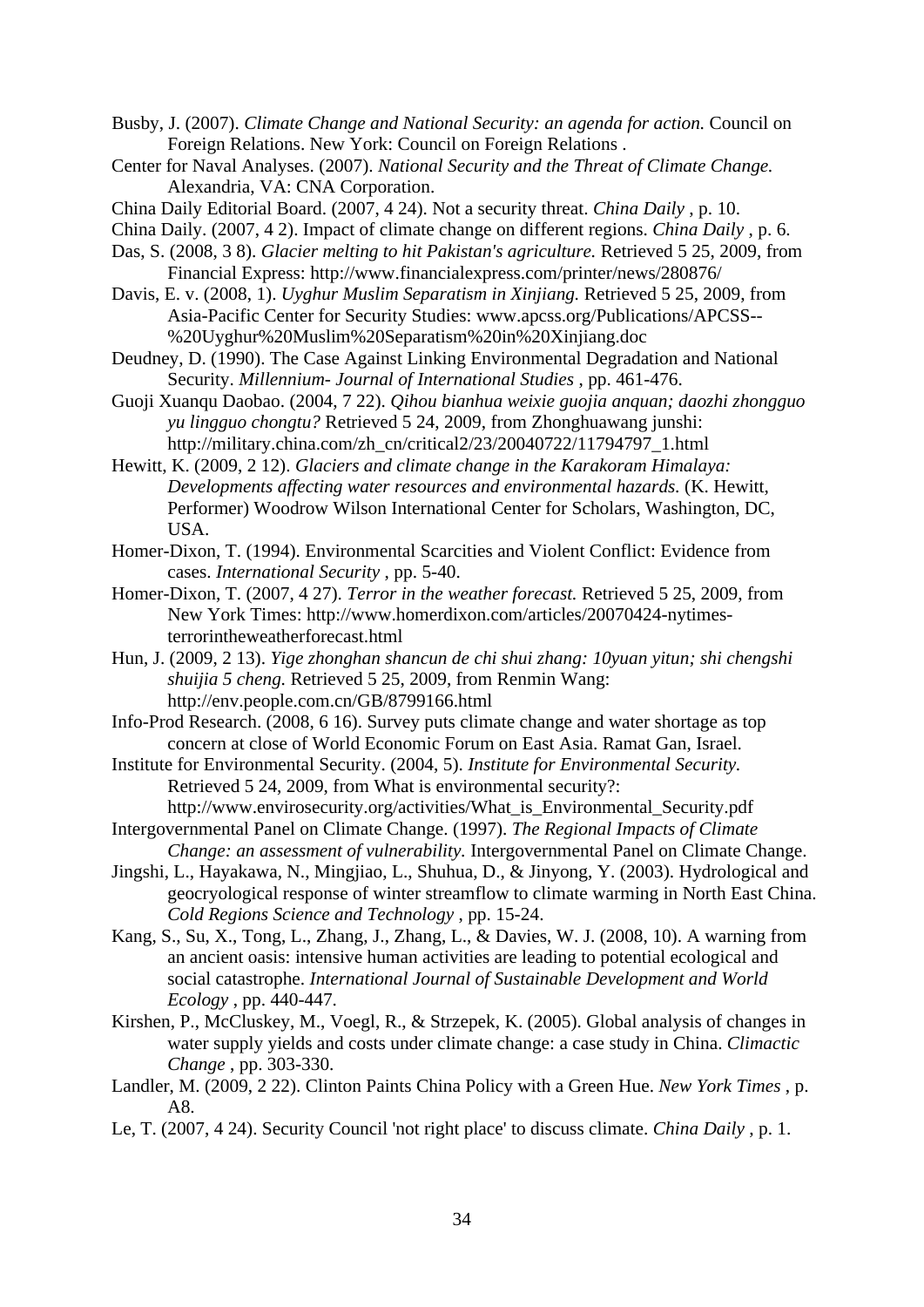Busby, J. (2007). *Climate Change and National Security: an agenda for action.* Council on Foreign Relations. New York: Council on Foreign Relations .

Center for Naval Analyses. (2007). *National Security and the Threat of Climate Change.* Alexandria, VA: CNA Corporation.

China Daily Editorial Board. (2007, 4 24). Not a security threat. *China Daily* , p. 10.

China Daily. (2007, 4 2). Impact of climate change on different regions. *China Daily* , p. 6.

Das, S. (2008, 3 8). *Glacier melting to hit Pakistan's agriculture.* Retrieved 5 25, 2009, from Financial Express: http://www.financialexpress.com/printer/news/280876/

Davis, E. v. (2008, 1). *Uyghur Muslim Separatism in Xinjiang.* Retrieved 5 25, 2009, from Asia-Pacific Center for Security Studies: www.apcss.org/Publications/APCSS--%20Uyghur%20Muslim%20Separatism%20in%20Xinjiang.doc

Deudney, D. (1990). The Case Against Linking Environmental Degradation and National Security. *Millennium- Journal of International Studies* , pp. 461-476.

Guoji Xuanqu Daobao. (2004, 7 22). *Qihou bianhua weixie guojia anquan; daozhi zhongguo yu lingguo chongtu?* Retrieved 5 24, 2009, from Zhonghuawang junshi: http://military.china.com/zh_cn/critical2/23/20040722/11794797_1.html

Hewitt, K. (2009, 2 12). *Glaciers and climate change in the Karakoram Himalaya: Developments affecting water resources and environmental hazards.* (K. Hewitt, Performer) Woodrow Wilson International Center for Scholars, Washington, DC, USA.

Homer-Dixon, T. (1994). Environmental Scarcities and Violent Conflict: Evidence from cases. *International Security* , pp. 5-40.

Homer-Dixon, T. (2007, 4 27). *Terror in the weather forecast.* Retrieved 5 25, 2009, from New York Times: http://www.homerdixon.com/articles/20070424-nytimes-terrorintheweatherforecast.html

Hun, J. (2009, 2 13). *Yige zhonghan shancun de chi shui zhang: 10yuan yitun; shi chengshi shuijia 5 cheng.* Retrieved 5 25, 2009, from Renmin Wang: http://env.people.com.cn/GB/8799166.html

Info-Prod Research. (2008, 6 16). Survey puts climate change and water shortage as top concern at close of World Economic Forum on East Asia. Ramat Gan, Israel.

Institute for Environmental Security. (2004, 5). *Institute for Environmental Security.* Retrieved 5 24, 2009, from What is environmental security?: http://www.envirosecurity.org/activities/What_is_Environmental_Security.pdf

Intergovernmental Panel on Climate Change. (1997). *The Regional Impacts of Climate Change: an assessment of vulnerability.* Intergovernmental Panel on Climate Change.

Jingshi, L., Hayakawa, N., Mingjiao, L., Shuhua, D., & Jinyong, Y. (2003). Hydrological and geocryological response of winter streamflow to climate warming in North East China. *Cold Regions Science and Technology* , pp. 15-24.

Kang, S., Su, X., Tong, L., Zhang, J., Zhang, L., & Davies, W. J. (2008, 10). A warning from an ancient oasis: intensive human activities are leading to potential ecological and social catastrophe. *International Journal of Sustainable Development and World Ecology* , pp. 440-447.

Kirshen, P., McCluskey, M., Voegl, R., & Strzepek, K. (2005). Global analysis of changes in water supply yields and costs under climate change: a case study in China. *Climactic Change* , pp. 303-330.

Landler, M. (2009, 2 22). Clinton Paints China Policy with a Green Hue. *New York Times* , p. A8.

Le, T. (2007, 4 24). Security Council 'not right place' to discuss climate. *China Daily* , p. 1.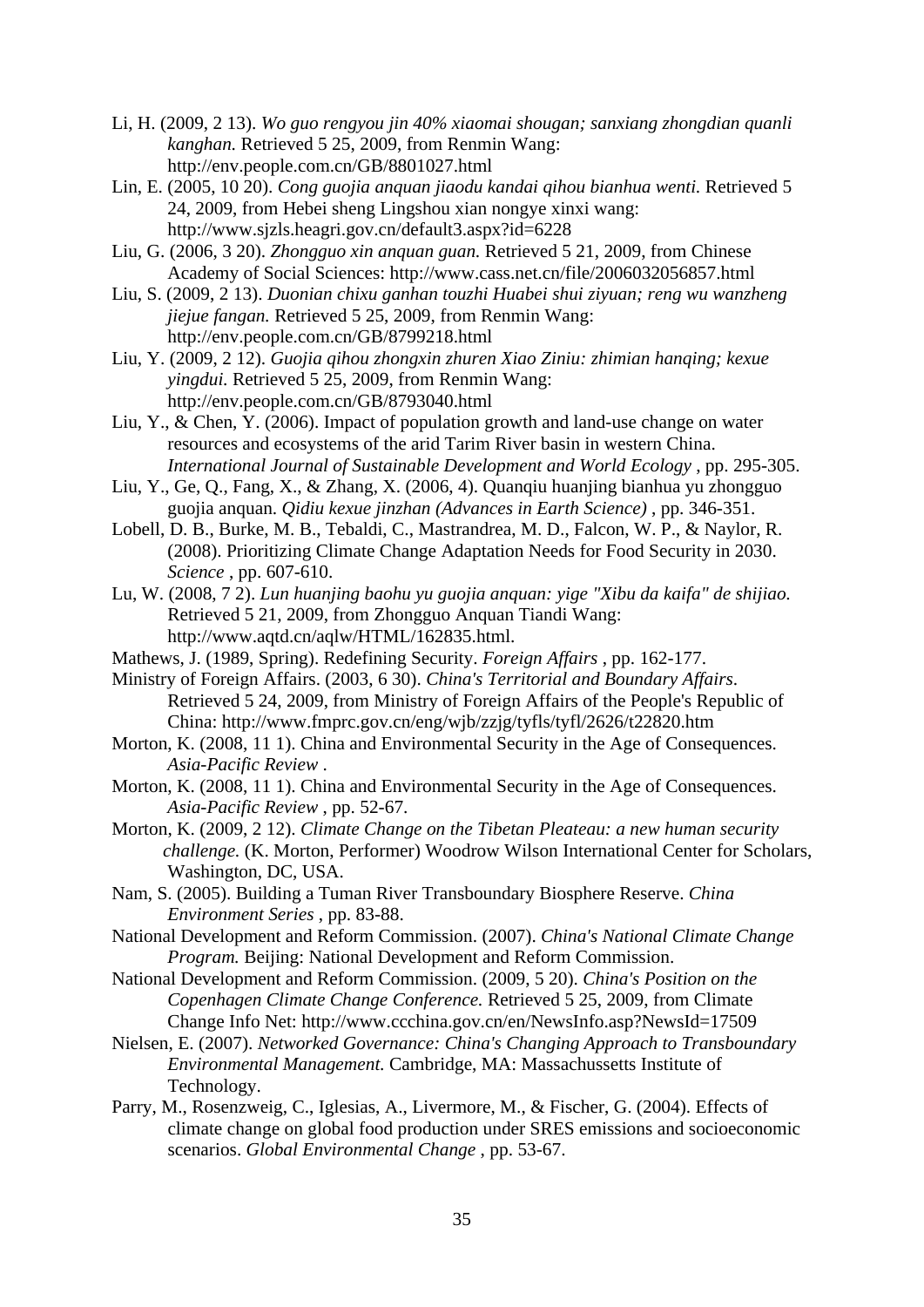Li, H. (2009, 2 13). *Wo guo rengyou jin 40% xiaomai shougan; sanxiang zhongdian quanli kanghan.* Retrieved 5 25, 2009, from Renmin Wang: http://env.people.com.cn/GB/8801027.html

Lin, E. (2005, 10 20). *Cong guojia anquan jiaodu kandai qihou bianhua wenti.* Retrieved 5 24, 2009, from Hebei sheng Lingshou xian nongye xinxi wang: http://www.sjzls.heagri.gov.cn/default3.aspx?id=6228

Liu, G. (2006, 3 20). *Zhongguo xin anquan guan.* Retrieved 5 21, 2009, from Chinese Academy of Social Sciences: http://www.cass.net.cn/file/2006032056857.html

Liu, S. (2009, 2 13). *Duonian chixu ganhan touzhi Huabei shui ziyuan; reng wu wanzheng jiejue fangan.* Retrieved 5 25, 2009, from Renmin Wang: http://env.people.com.cn/GB/8799218.html

Liu, Y. (2009, 2 12). *Guojia qihou zhongxin zhuren Xiao Ziniu: zhimian hanqing; kexue yingdui.* Retrieved 5 25, 2009, from Renmin Wang: http://env.people.com.cn/GB/8793040.html

Liu, Y., & Chen, Y. (2006). Impact of population growth and land-use change on water resources and ecosystems of the arid Tarim River basin in western China. *International Journal of Sustainable Development and World Ecology* , pp. 295-305.

Liu, Y., Ge, Q., Fang, X., & Zhang, X. (2006, 4). Quanqiu huanjing bianhua yu zhongguo guojia anquan. *Qidiu kexue jinzhan (Advances in Earth Science)* , pp. 346-351.

Lobell, D. B., Burke, M. B., Tebaldi, C., Mastrandrea, M. D., Falcon, W. P., & Naylor, R. (2008). Prioritizing Climate Change Adaptation Needs for Food Security in 2030. *Science* , pp. 607-610.

Lu, W. (2008, 7 2). *Lun huanjing baohu yu guojia anquan: yige "Xibu da kaifa" de shijiao.* Retrieved 5 21, 2009, from Zhongguo Anquan Tiandi Wang: http://www.aqtd.cn/aqlw/HTML/162835.html.

Mathews, J. (1989, Spring). Redefining Security. *Foreign Affairs* , pp. 162-177.

Ministry of Foreign Affairs. (2003, 6 30). *China's Territorial and Boundary Affairs*. Retrieved 5 24, 2009, from Ministry of Foreign Affairs of the People's Republic of China: http://www.fmprc.gov.cn/eng/wjb/zzjg/tyfls/tyfl/2626/t22820.htm

Morton, K. (2008, 11 1). China and Environmental Security in the Age of Consequences. *Asia-Pacific Review* .

Morton, K. (2008, 11 1). China and Environmental Security in the Age of Consequences. *Asia-Pacific Review* , pp. 52-67.

Morton, K. (2009, 2 12). *Climate Change on the Tibetan Pleateau: a new human security challenge.* (K. Morton, Performer) Woodrow Wilson International Center for Scholars, Washington, DC, USA.

Nam, S. (2005). Building a Tuman River Transboundary Biosphere Reserve. *China Environment Series* , pp. 83-88.

National Development and Reform Commission. (2007). *China's National Climate Change Program.* Beijing: National Development and Reform Commission.

National Development and Reform Commission. (2009, 5 20). *China's Position on the Copenhagen Climate Change Conference.* Retrieved 5 25, 2009, from Climate Change Info Net: http://www.ccchina.gov.cn/en/NewsInfo.asp?NewsId=17509

Nielsen, E. (2007). *Networked Governance: China's Changing Approach to Transboundary Environmental Management.* Cambridge, MA: Massachussetts Institute of Technology.

Parry, M., Rosenzweig, C., Iglesias, A., Livermore, M., & Fischer, G. (2004). Effects of climate change on global food production under SRES emissions and socioeconomic scenarios. *Global Environmental Change* , pp. 53-67.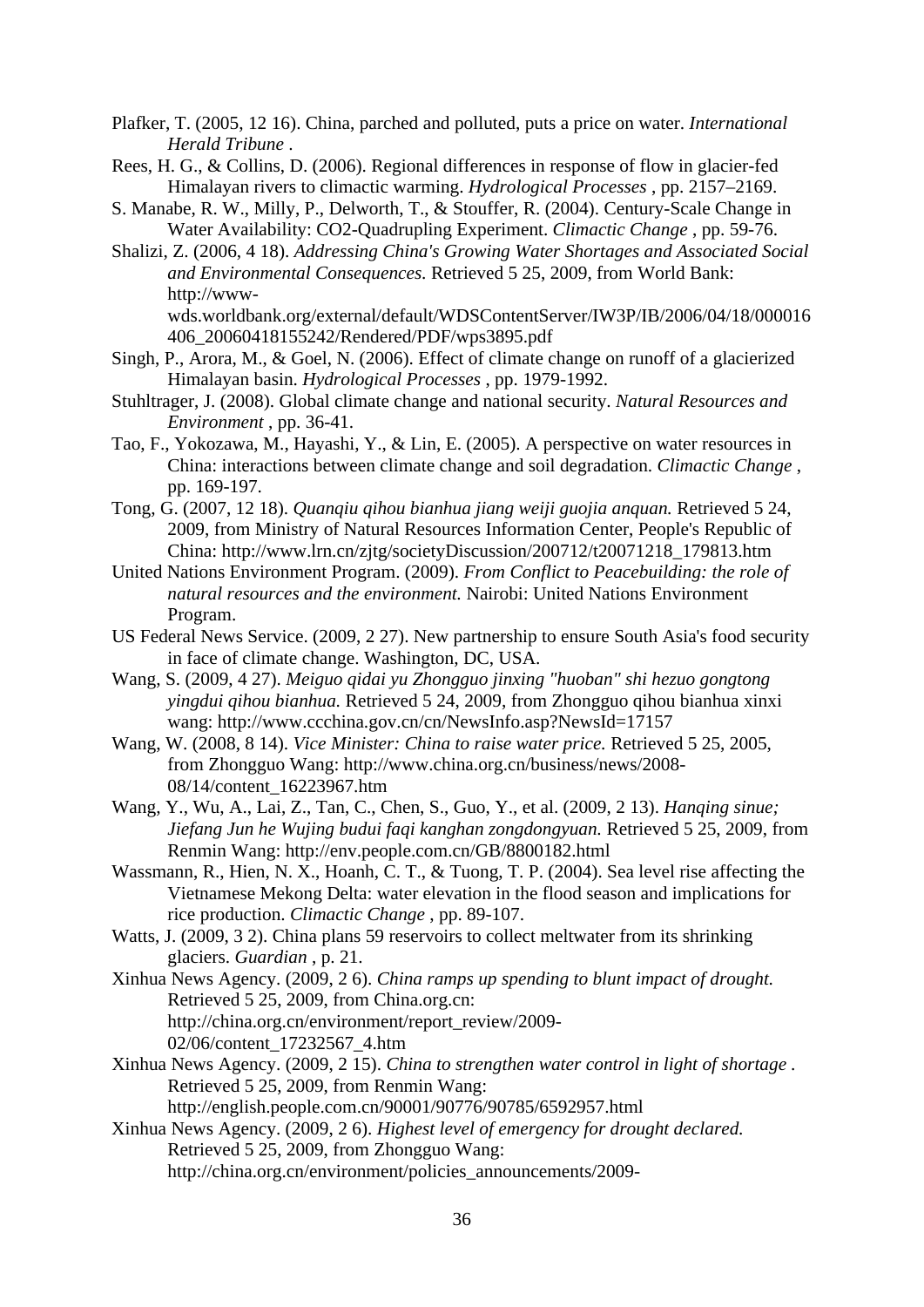Plafker, T. (2005, 12 16). China, parched and polluted, puts a price on water. *International Herald Tribune* .

Rees, H. G., & Collins, D. (2006). Regional differences in response of flow in glacier-fed Himalayan rivers to climactic warming. *Hydrological Processes* , pp. 2157–2169.

S. Manabe, R. W., Milly, P., Delworth, T., & Stouffer, R. (2004). Century-Scale Change in Water Availability: CO2-Quadrupling Experiment. *Climactic Change* , pp. 59-76.

Shalizi, Z. (2006, 4 18). *Addressing China's Growing Water Shortages and Associated Social and Environmental Consequences.* Retrieved 5 25, 2009, from World Bank: http://www-wds.worldbank.org/external/default/WDSContentServer/IW3P/IB/2006/04/18/000016406_20060418155242/Rendered/PDF/wps3895.pdf

Singh, P., Arora, M., & Goel, N. (2006). Effect of climate change on runoff of a glacierized Himalayan basin. *Hydrological Processes* , pp. 1979-1992.

Stuhltrager, J. (2008). Global climate change and national security. *Natural Resources and Environment* , pp. 36-41.

Tao, F., Yokozawa, M., Hayashi, Y., & Lin, E. (2005). A perspective on water resources in China: interactions between climate change and soil degradation. *Climactic Change* , pp. 169-197.

Tong, G. (2007, 12 18). *Quanqiu qihou bianhua jiang weiji guojia anquan.* Retrieved 5 24, 2009, from Ministry of Natural Resources Information Center, People's Republic of China: http://www.lrn.cn/zjtg/societyDiscussion/200712/t20071218_179813.htm

United Nations Environment Program. (2009). *From Conflict to Peacebuilding: the role of natural resources and the environment.* Nairobi: United Nations Environment Program.

US Federal News Service. (2009, 2 27). New partnership to ensure South Asia's food security in face of climate change. Washington, DC, USA.

Wang, S. (2009, 4 27). *Meiguo qidai yu Zhongguo jinxing "huoban" shi hezuo gongtong yingdui qihou bianhua.* Retrieved 5 24, 2009, from Zhongguo qihou bianhua xinxi wang: http://www.ccchina.gov.cn/cn/NewsInfo.asp?NewsId=17157

Wang, W. (2008, 8 14). *Vice Minister: China to raise water price.* Retrieved 5 25, 2005, from Zhongguo Wang: http://www.china.org.cn/business/news/2008-08/14/content_16223967.htm

Wang, Y., Wu, A., Lai, Z., Tan, C., Chen, S., Guo, Y., et al. (2009, 2 13). *Hanqing sinue; Jiefang Jun he Wujing budui faqi kanghan zongdongyuan.* Retrieved 5 25, 2009, from Renmin Wang: http://env.people.com.cn/GB/8800182.html

Wassmann, R., Hien, N. X., Hoanh, C. T., & Tuong, T. P. (2004). Sea level rise affecting the Vietnamese Mekong Delta: water elevation in the flood season and implications for rice production. *Climactic Change* , pp. 89-107.

Watts, J. (2009, 3 2). China plans 59 reservoirs to collect meltwater from its shrinking glaciers. *Guardian* , p. 21.

Xinhua News Agency. (2009, 2 6). *China ramps up spending to blunt impact of drought.* Retrieved 5 25, 2009, from China.org.cn: http://china.org.cn/environment/report_review/2009-02/06/content_17232567_4.htm

Xinhua News Agency. (2009, 2 15). *China to strengthen water control in light of shortage* . Retrieved 5 25, 2009, from Renmin Wang: http://english.people.com.cn/90001/90776/90785/6592957.html

Xinhua News Agency. (2009, 2 6). *Highest level of emergency for drought declared.* Retrieved 5 25, 2009, from Zhongguo Wang: http://china.org.cn/environment/policies_announcements/2009-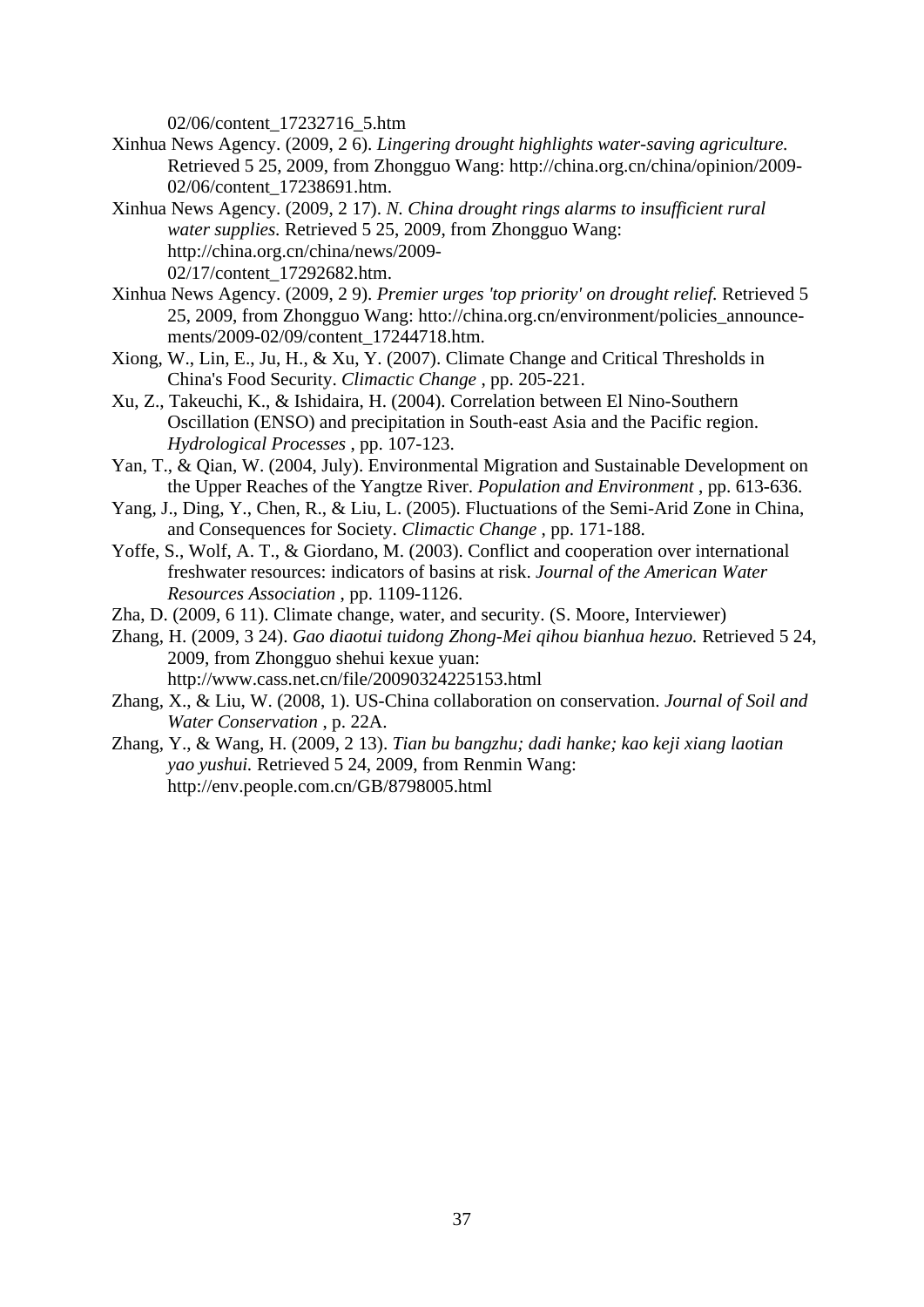02/06/content_17232716_5.htm

Xinhua News Agency. (2009, 2 6). *Lingering drought highlights water-saving agriculture.* Retrieved 5 25, 2009, from Zhongguo Wang: http://china.org.cn/china/opinion/2009-02/06/content_17238691.htm.

Xinhua News Agency. (2009, 2 17). *N. China drought rings alarms to insufficient rural water supplies.* Retrieved 5 25, 2009, from Zhongguo Wang: http://china.org.cn/china/news/2009-02/17/content_17292682.htm.

Xinhua News Agency. (2009, 2 9). *Premier urges 'top priority' on drought relief.* Retrieved 5 25, 2009, from Zhongguo Wang: htto://china.org.cn/environment/policies_announcements/2009-02/09/content_17244718.htm.

Xiong, W., Lin, E., Ju, H., & Xu, Y. (2007). Climate Change and Critical Thresholds in China's Food Security. *Climactic Change* , pp. 205-221.

Xu, Z., Takeuchi, K., & Ishidaira, H. (2004). Correlation between El Nino-Southern Oscillation (ENSO) and precipitation in South-east Asia and the Pacific region. *Hydrological Processes* , pp. 107-123.

Yan, T., & Qian, W. (2004, July). Environmental Migration and Sustainable Development on the Upper Reaches of the Yangtze River. *Population and Environment* , pp. 613-636.

Yang, J., Ding, Y., Chen, R., & Liu, L. (2005). Fluctuations of the Semi-Arid Zone in China, and Consequences for Society. *Climactic Change* , pp. 171-188.

Yoffe, S., Wolf, A. T., & Giordano, M. (2003). Conflict and cooperation over international freshwater resources: indicators of basins at risk. *Journal of the American Water Resources Association* , pp. 1109-1126.

Zha, D. (2009, 6 11). Climate change, water, and security. (S. Moore, Interviewer)

Zhang, H. (2009, 3 24). *Gao diaotui tuidong Zhong-Mei qihou bianhua hezuo.* Retrieved 5 24, 2009, from Zhongguo shehui kexue yuan: http://www.cass.net.cn/file/20090324225153.html

Zhang, X., & Liu, W. (2008, 1). US-China collaboration on conservation. *Journal of Soil and Water Conservation* , p. 22A.

Zhang, Y., & Wang, H. (2009, 2 13). *Tian bu bangzhu; dadi hanke; kao keji xiang laotian yao yushui.* Retrieved 5 24, 2009, from Renmin Wang: http://env.people.com.cn/GB/8798005.html